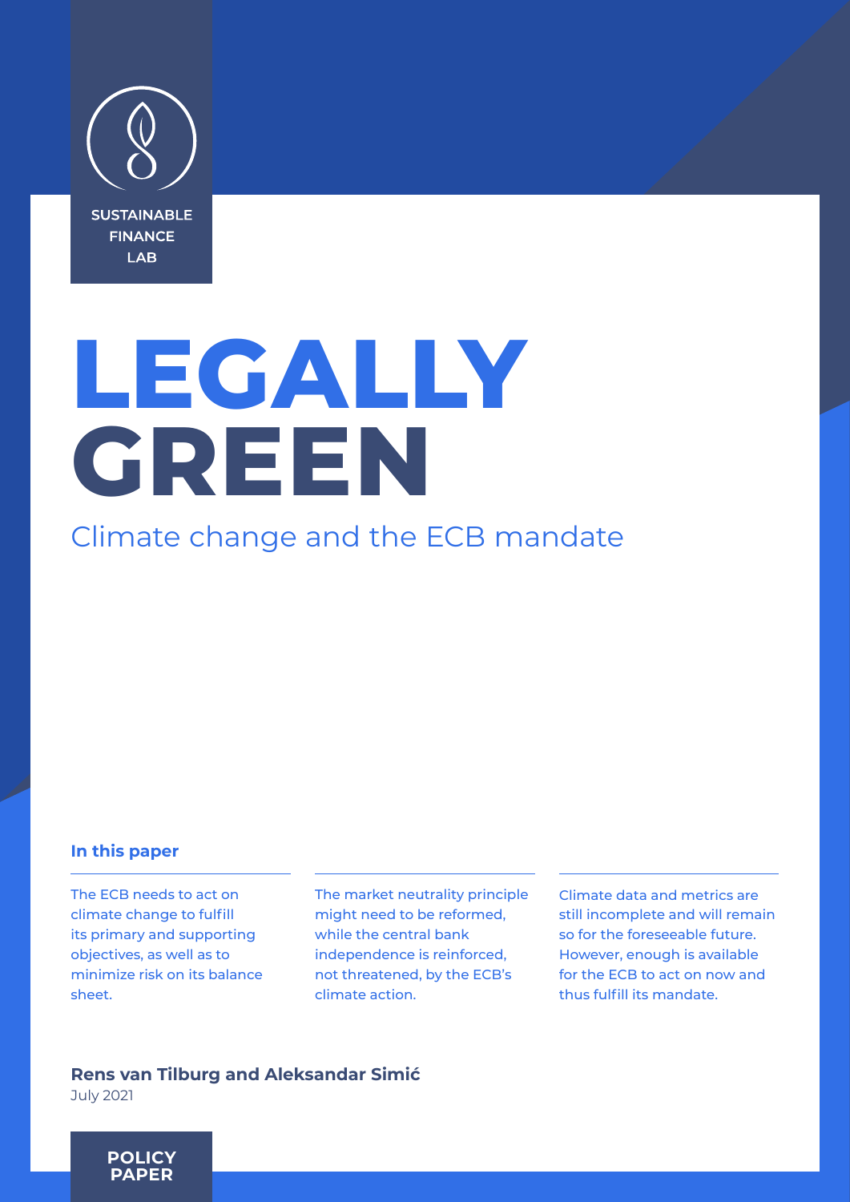SUSTAINABLE FINANCE LAB

# LEGALLY GREEN

## Climate change and the ECB mandate

### In this paper

The ECB needs to act on climate change to fulfill its primary and supporting objectives, as well as to minimize risk on its balance sheet.

The market neutrality principle might need to be reformed, while the central bank independence is reinforced, not threatened, by the ECB's climate action.

Climate data and metrics are still incomplete and will remain so for the foreseeable future. However, enough is available for the ECB to act on now and thus fulfill its mandate.

**Rens van Tilburg and Aleksandar Simić**

July 2021

**POLICY PAPER**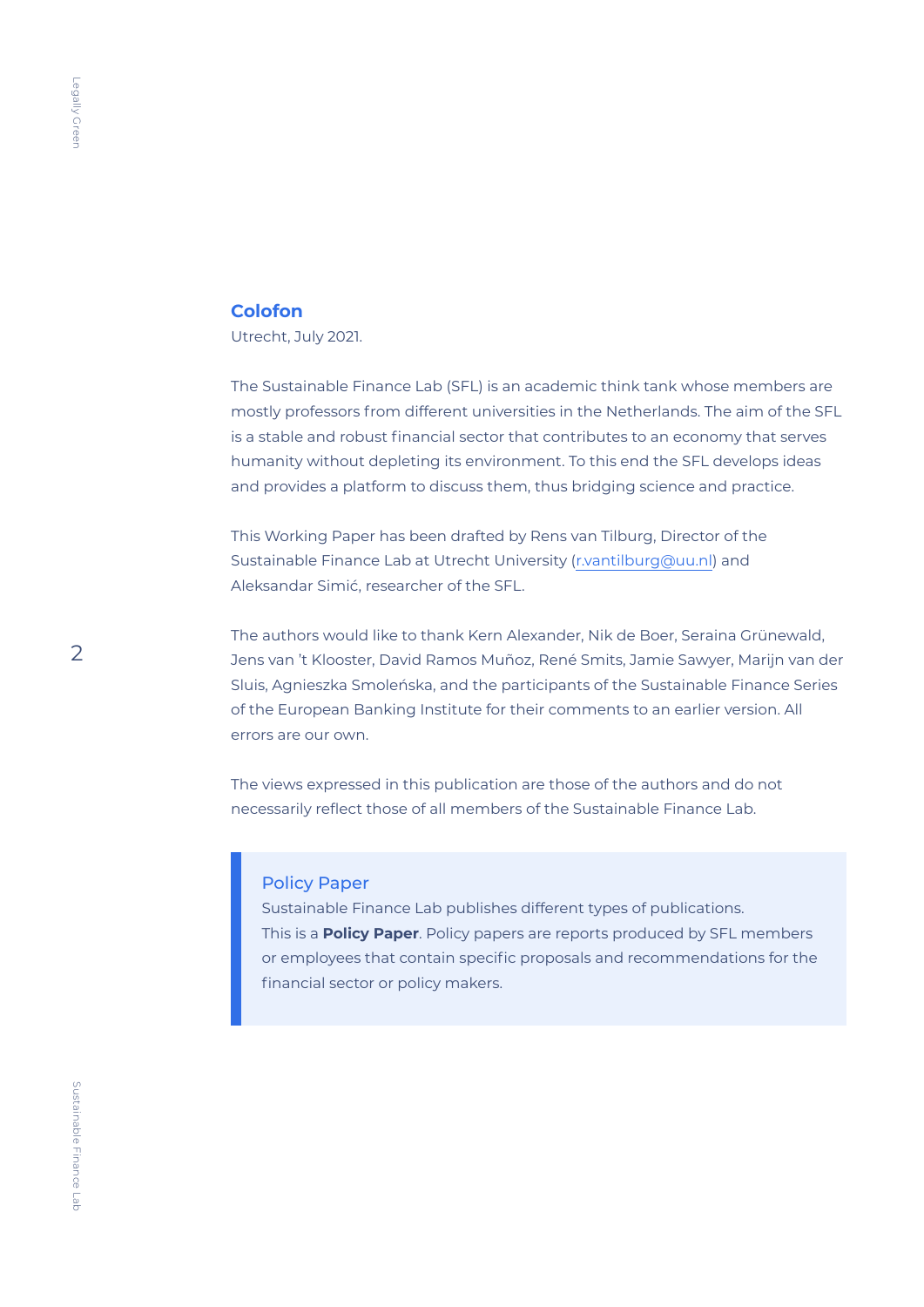## Colofon

Utrecht, July 2021.

The Sustainable Finance Lab (SFL) is an academic think tank whose members are mostly professors from different universities in the Netherlands. The aim of the SFL is a stable and robust financial sector that contributes to an economy that serves humanity without depleting its environment. To this end the SFL develops ideas and provides a platform to discuss them, thus bridging science and practice.

This Working Paper has been drafted by Rens van Tilburg, Director of the Sustainable Finance Lab at Utrecht University (r.vantilburg@uu.nl) and Aleksandar Simić, researcher of the SFL.

The authors would like to thank Kern Alexander, Nik de Boer, Seraina Grünewald, Jens van 't Klooster, David Ramos Muñoz, René Smits, Jamie Sawyer, Marijn van der Sluis, Agnieszka Smoleńska, and the participants of the Sustainable Finance Series of the European Banking Institute for their comments to an earlier version. All errors are our own.

The views expressed in this publication are those of the authors and do not necessarily reflect those of all members of the Sustainable Finance Lab.

> **Policy Paper**
> Sustainable Finance Lab publishes different types of publications.
> This is a **Policy Paper**. Policy papers are reports produced by SFL members or employees that contain specific proposals and recommendations for the financial sector or policy makers.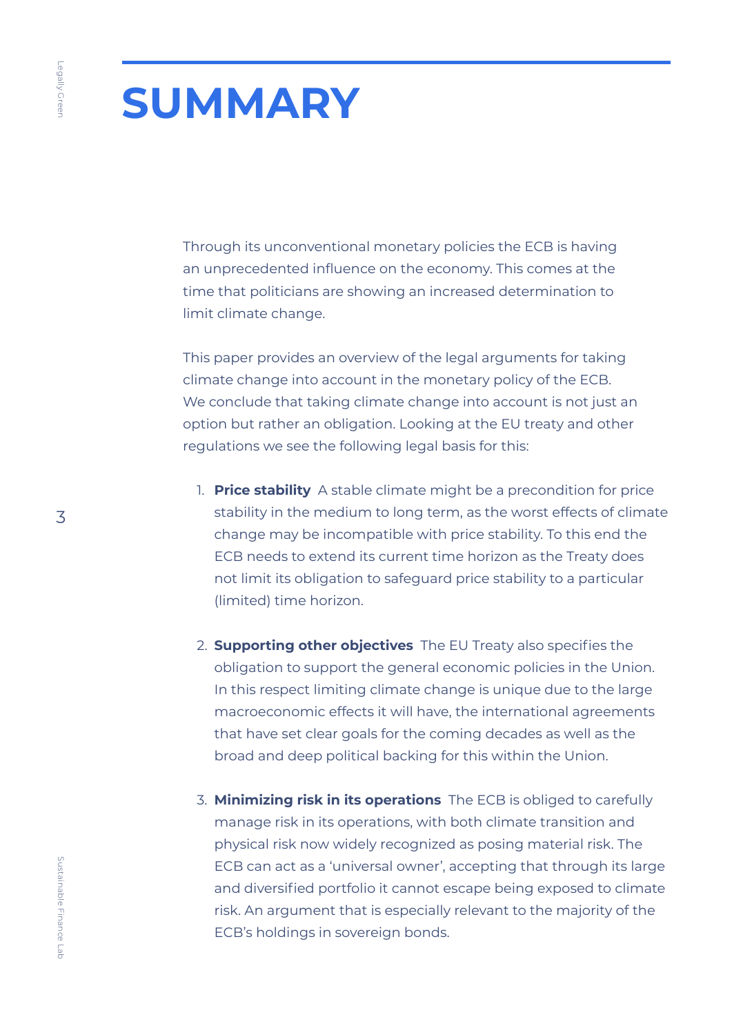# SUMMARY

Through its unconventional monetary policies the ECB is having an unprecedented influence on the economy. This comes at the time that politicians are showing an increased determination to limit climate change.

This paper provides an overview of the legal arguments for taking climate change into account in the monetary policy of the ECB. We conclude that taking climate change into account is not just an option but rather an obligation. Looking at the EU treaty and other regulations we see the following legal basis for this:

1. **Price stability** A stable climate might be a precondition for price stability in the medium to long term, as the worst effects of climate change may be incompatible with price stability. To this end the ECB needs to extend its current time horizon as the Treaty does not limit its obligation to safeguard price stability to a particular (limited) time horizon.

2. **Supporting other objectives** The EU Treaty also specifies the obligation to support the general economic policies in the Union. In this respect limiting climate change is unique due to the large macroeconomic effects it will have, the international agreements that have set clear goals for the coming decades as well as the broad and deep political backing for this within the Union.

3. **Minimizing risk in its operations** The ECB is obliged to carefully manage risk in its operations, with both climate transition and physical risk now widely recognized as posing material risk. The ECB can act as a 'universal owner', accepting that through its large and diversified portfolio it cannot escape being exposed to climate risk. An argument that is especially relevant to the majority of the ECB's holdings in sovereign bonds.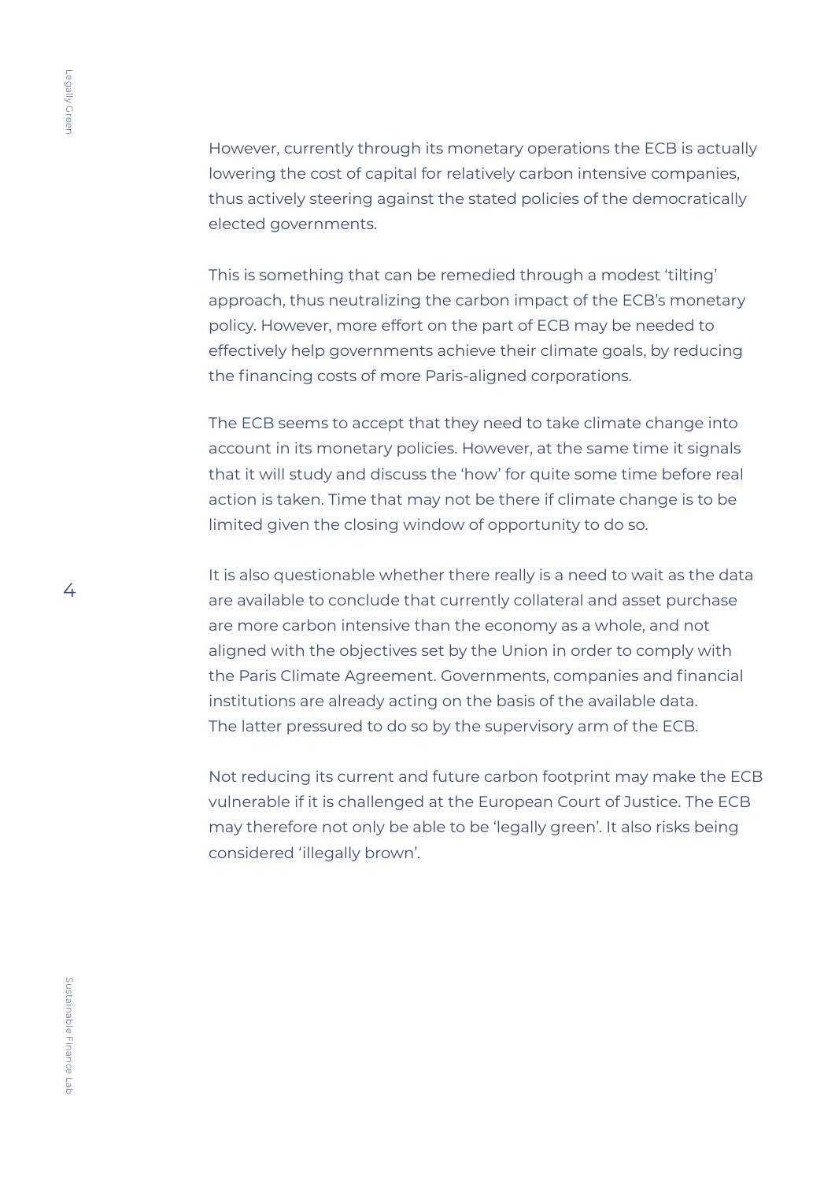However, currently through its monetary operations the ECB is actually lowering the cost of capital for relatively carbon intensive companies, thus actively steering against the stated policies of the democratically elected governments.

This is something that can be remedied through a modest 'tilting' approach, thus neutralizing the carbon impact of the ECB's monetary policy. However, more effort on the part of ECB may be needed to effectively help governments achieve their climate goals, by reducing the financing costs of more Paris-aligned corporations.

The ECB seems to accept that they need to take climate change into account in its monetary policies. However, at the same time it signals that it will study and discuss the 'how' for quite some time before real action is taken. Time that may not be there if climate change is to be limited given the closing window of opportunity to do so.

It is also questionable whether there really is a need to wait as the data are available to conclude that currently collateral and asset purchase are more carbon intensive than the economy as a whole, and not aligned with the objectives set by the Union in order to comply with the Paris Climate Agreement. Governments, companies and financial institutions are already acting on the basis of the available data. The latter pressured to do so by the supervisory arm of the ECB.

Not reducing its current and future carbon footprint may make the ECB vulnerable if it is challenged at the European Court of Justice. The ECB may therefore not only be able to be 'legally green'. It also risks being considered 'illegally brown'.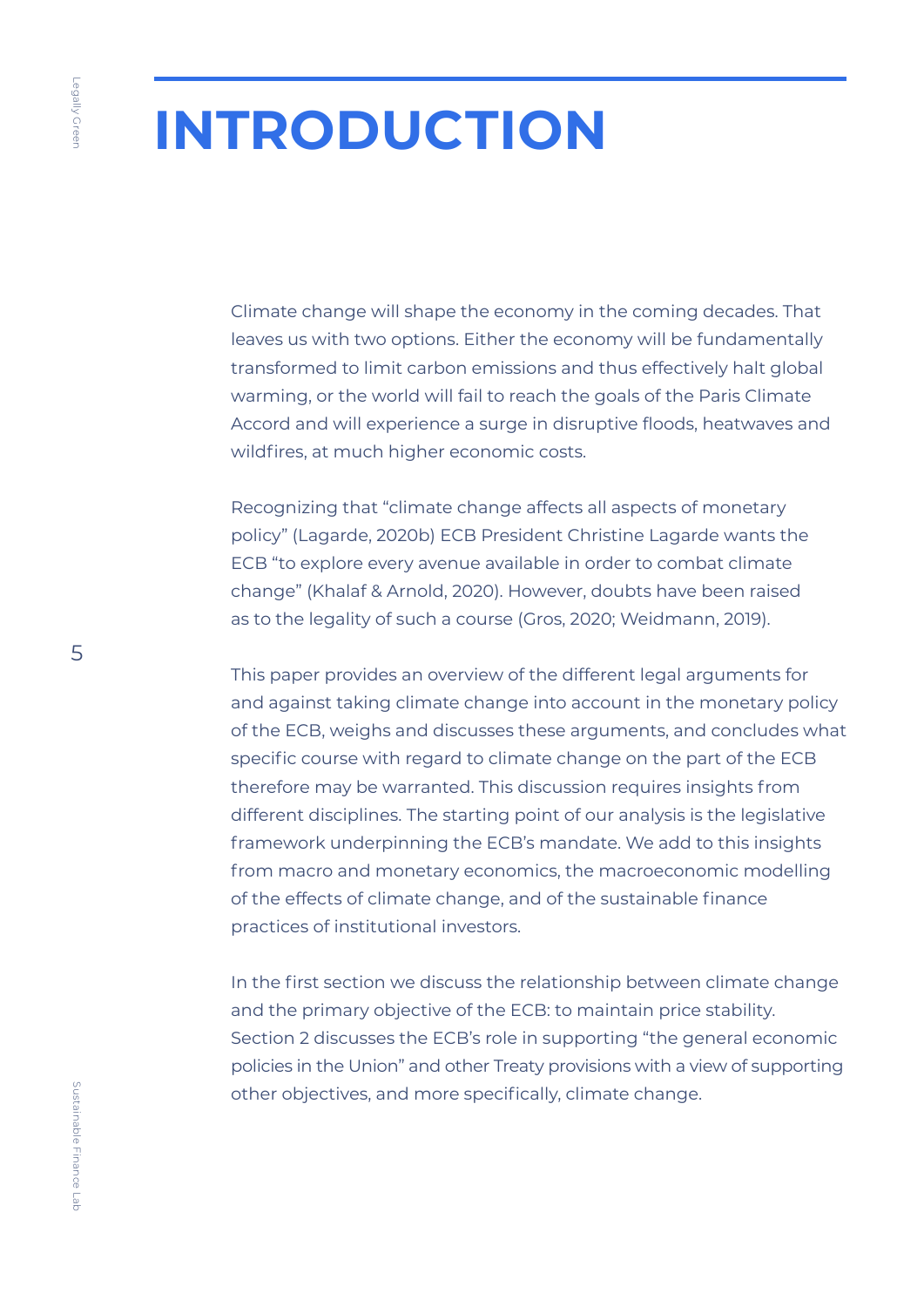# INTRODUCTION

Climate change will shape the economy in the coming decades. That leaves us with two options. Either the economy will be fundamentally transformed to limit carbon emissions and thus effectively halt global warming, or the world will fail to reach the goals of the Paris Climate Accord and will experience a surge in disruptive floods, heatwaves and wildfires, at much higher economic costs.

Recognizing that "climate change affects all aspects of monetary policy" (Lagarde, 2020b) ECB President Christine Lagarde wants the ECB "to explore every avenue available in order to combat climate change" (Khalaf & Arnold, 2020). However, doubts have been raised as to the legality of such a course (Gros, 2020; Weidmann, 2019).

This paper provides an overview of the different legal arguments for and against taking climate change into account in the monetary policy of the ECB, weighs and discusses these arguments, and concludes what specific course with regard to climate change on the part of the ECB therefore may be warranted. This discussion requires insights from different disciplines. The starting point of our analysis is the legislative framework underpinning the ECB's mandate. We add to this insights from macro and monetary economics, the macroeconomic modelling of the effects of climate change, and of the sustainable finance practices of institutional investors.

In the first section we discuss the relationship between climate change and the primary objective of the ECB: to maintain price stability. Section 2 discusses the ECB's role in supporting "the general economic policies in the Union" and other Treaty provisions with a view of supporting other objectives, and more specifically, climate change.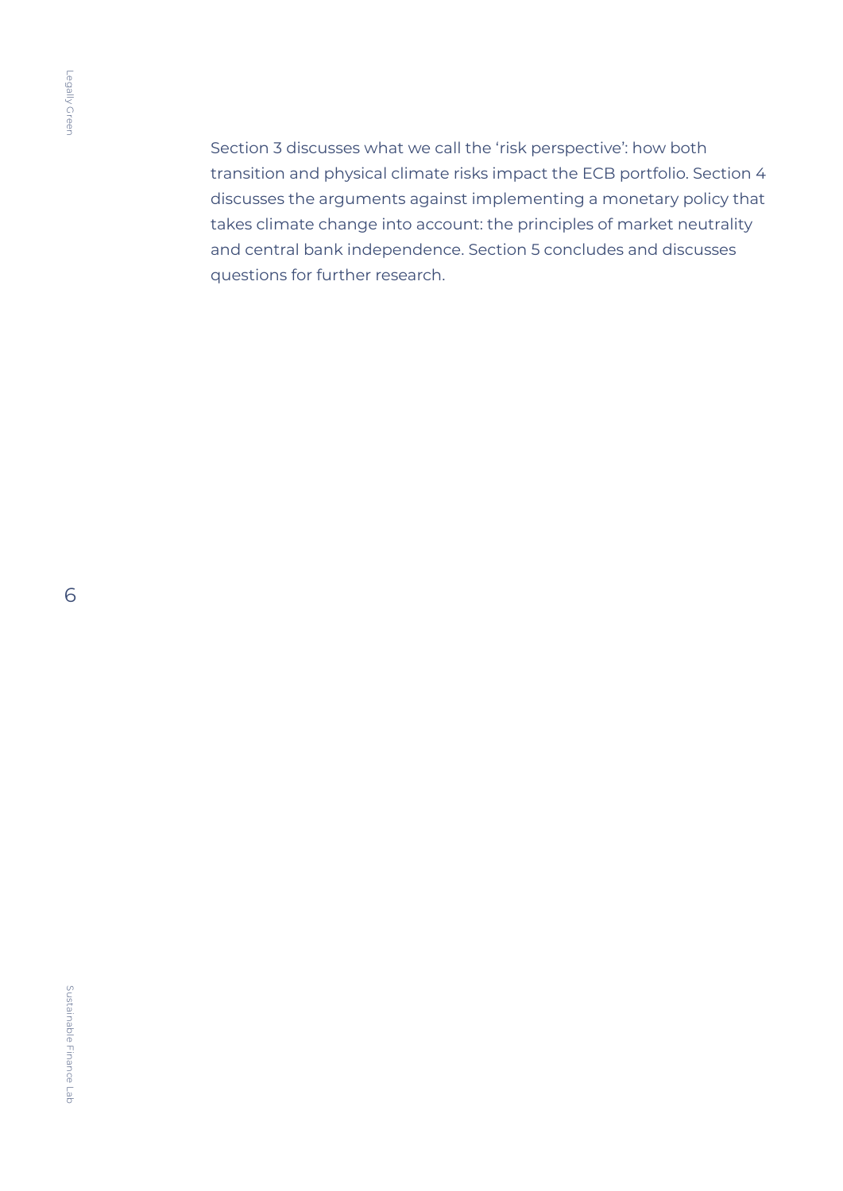Section 3 discusses what we call the 'risk perspective': how both transition and physical climate risks impact the ECB portfolio. Section 4 discusses the arguments against implementing a monetary policy that takes climate change into account: the principles of market neutrality and central bank independence. Section 5 concludes and discusses questions for further research.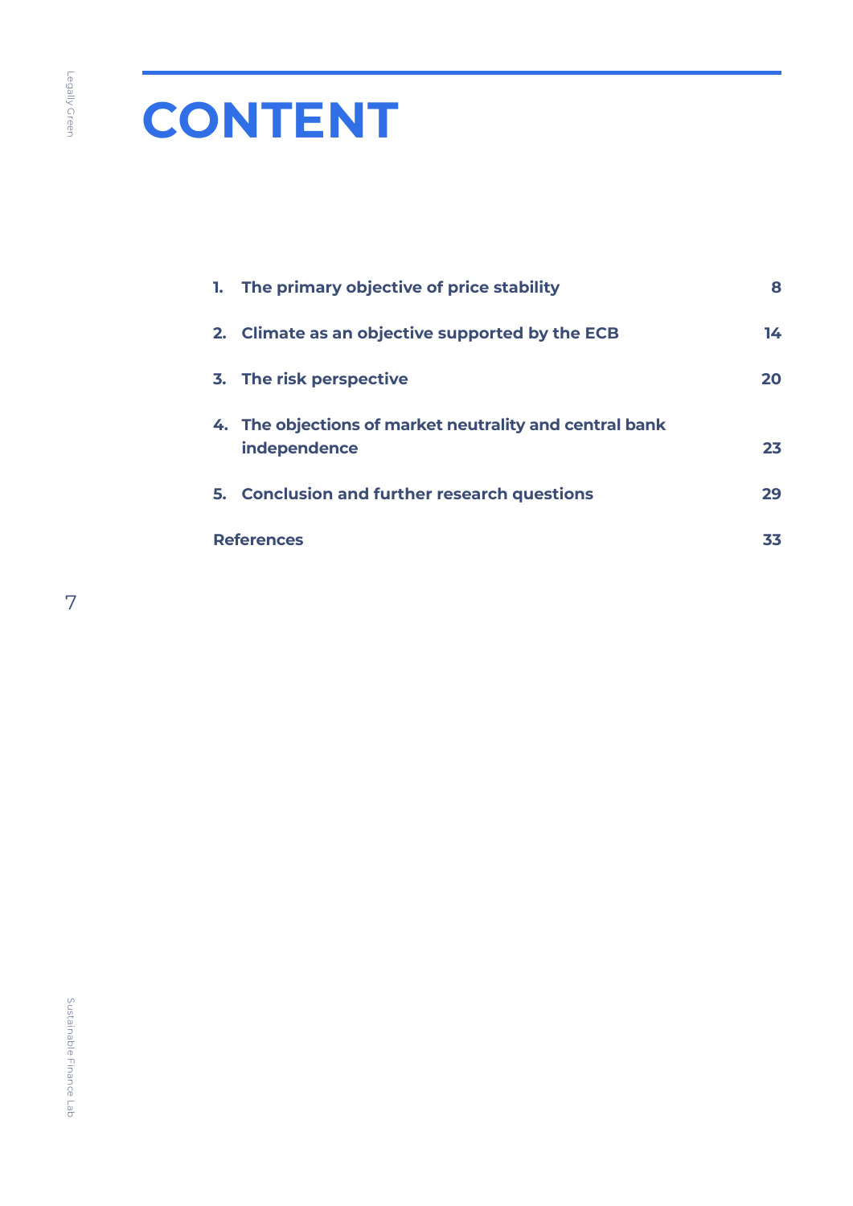# CONTENT

| | |
|---|---|
| **1. The primary objective of price stability** | **8** |
| **2. Climate as an objective supported by the ECB** | **14** |
| **3. The risk perspective** | **20** |
| **4. The objections of market neutrality and central bank independence** | **23** |
| **5. Conclusion and further research questions** | **29** |
| **References** | **33** |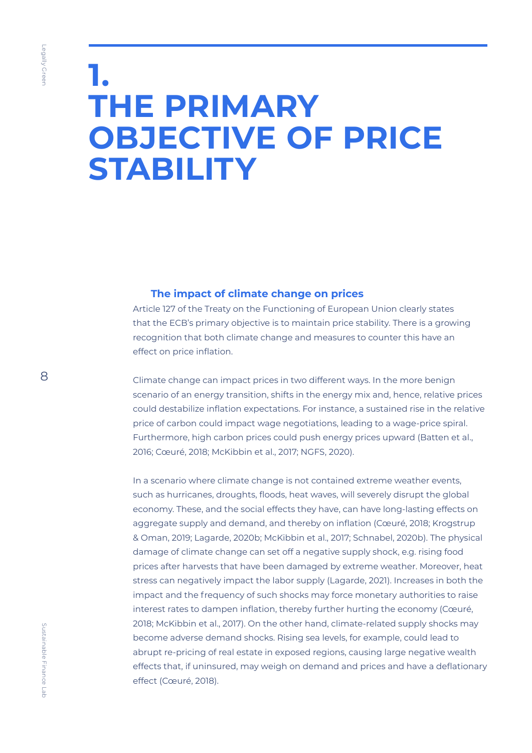# 1. THE PRIMARY OBJECTIVE OF PRICE STABILITY

### The impact of climate change on prices

Article 127 of the Treaty on the Functioning of European Union clearly states that the ECB's primary objective is to maintain price stability. There is a growing recognition that both climate change and measures to counter this have an effect on price inflation.

Climate change can impact prices in two different ways. In the more benign scenario of an energy transition, shifts in the energy mix and, hence, relative prices could destabilize inflation expectations. For instance, a sustained rise in the relative price of carbon could impact wage negotiations, leading to a wage-price spiral. Furthermore, high carbon prices could push energy prices upward (Batten et al., 2016; Cœuré, 2018; McKibbin et al., 2017; NGFS, 2020).

In a scenario where climate change is not contained extreme weather events, such as hurricanes, droughts, floods, heat waves, will severely disrupt the global economy. These, and the social effects they have, can have long-lasting effects on aggregate supply and demand, and thereby on inflation (Cœuré, 2018; Krogstrup & Oman, 2019; Lagarde, 2020b; McKibbin et al., 2017; Schnabel, 2020b). The physical damage of climate change can set off a negative supply shock, e.g. rising food prices after harvests that have been damaged by extreme weather. Moreover, heat stress can negatively impact the labor supply (Lagarde, 2021). Increases in both the impact and the frequency of such shocks may force monetary authorities to raise interest rates to dampen inflation, thereby further hurting the economy (Cœuré, 2018; McKibbin et al., 2017). On the other hand, climate-related supply shocks may become adverse demand shocks. Rising sea levels, for example, could lead to abrupt re-pricing of real estate in exposed regions, causing large negative wealth effects that, if uninsured, may weigh on demand and prices and have a deflationary effect (Cœuré, 2018).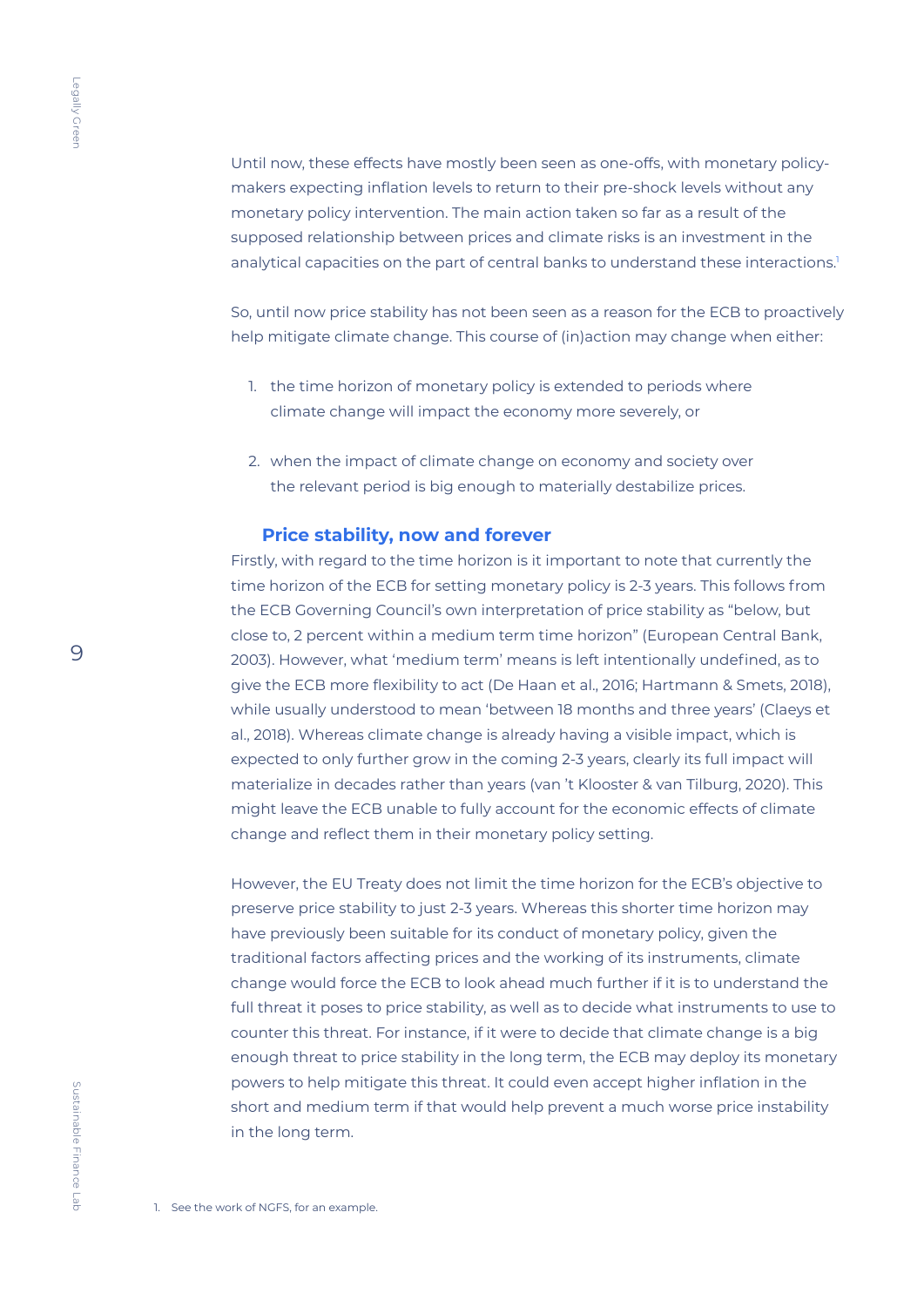Until now, these effects have mostly been seen as one-offs, with monetary policy-makers expecting inflation levels to return to their pre-shock levels without any monetary policy intervention. The main action taken so far as a result of the supposed relationship between prices and climate risks is an investment in the analytical capacities on the part of central banks to understand these interactions.[1]

So, until now price stability has not been seen as a reason for the ECB to proactively help mitigate climate change. This course of (in)action may change when either:

1. the time horizon of monetary policy is extended to periods where climate change will impact the economy more severely, or

2. when the impact of climate change on economy and society over the relevant period is big enough to materially destabilize prices.

## Price stability, now and forever

Firstly, with regard to the time horizon is it important to note that currently the time horizon of the ECB for setting monetary policy is 2-3 years. This follows from the ECB Governing Council's own interpretation of price stability as "below, but close to, 2 percent within a medium term time horizon" (European Central Bank, 2003). However, what 'medium term' means is left intentionally undefined, as to give the ECB more flexibility to act (De Haan et al., 2016; Hartmann & Smets, 2018), while usually understood to mean 'between 18 months and three years' (Claeys et al., 2018). Whereas climate change is already having a visible impact, which is expected to only further grow in the coming 2-3 years, clearly its full impact will materialize in decades rather than years (van 't Klooster & van Tilburg, 2020). This might leave the ECB unable to fully account for the economic effects of climate change and reflect them in their monetary policy setting.

However, the EU Treaty does not limit the time horizon for the ECB's objective to preserve price stability to just 2-3 years. Whereas this shorter time horizon may have previously been suitable for its conduct of monetary policy, given the traditional factors affecting prices and the working of its instruments, climate change would force the ECB to look ahead much further if it is to understand the full threat it poses to price stability, as well as to decide what instruments to use to counter this threat. For instance, if it were to decide that climate change is a big enough threat to price stability in the long term, the ECB may deploy its monetary powers to help mitigate this threat. It could even accept higher inflation in the short and medium term if that would help prevent a much worse price instability in the long term.

1. See the work of NGFS, for an example.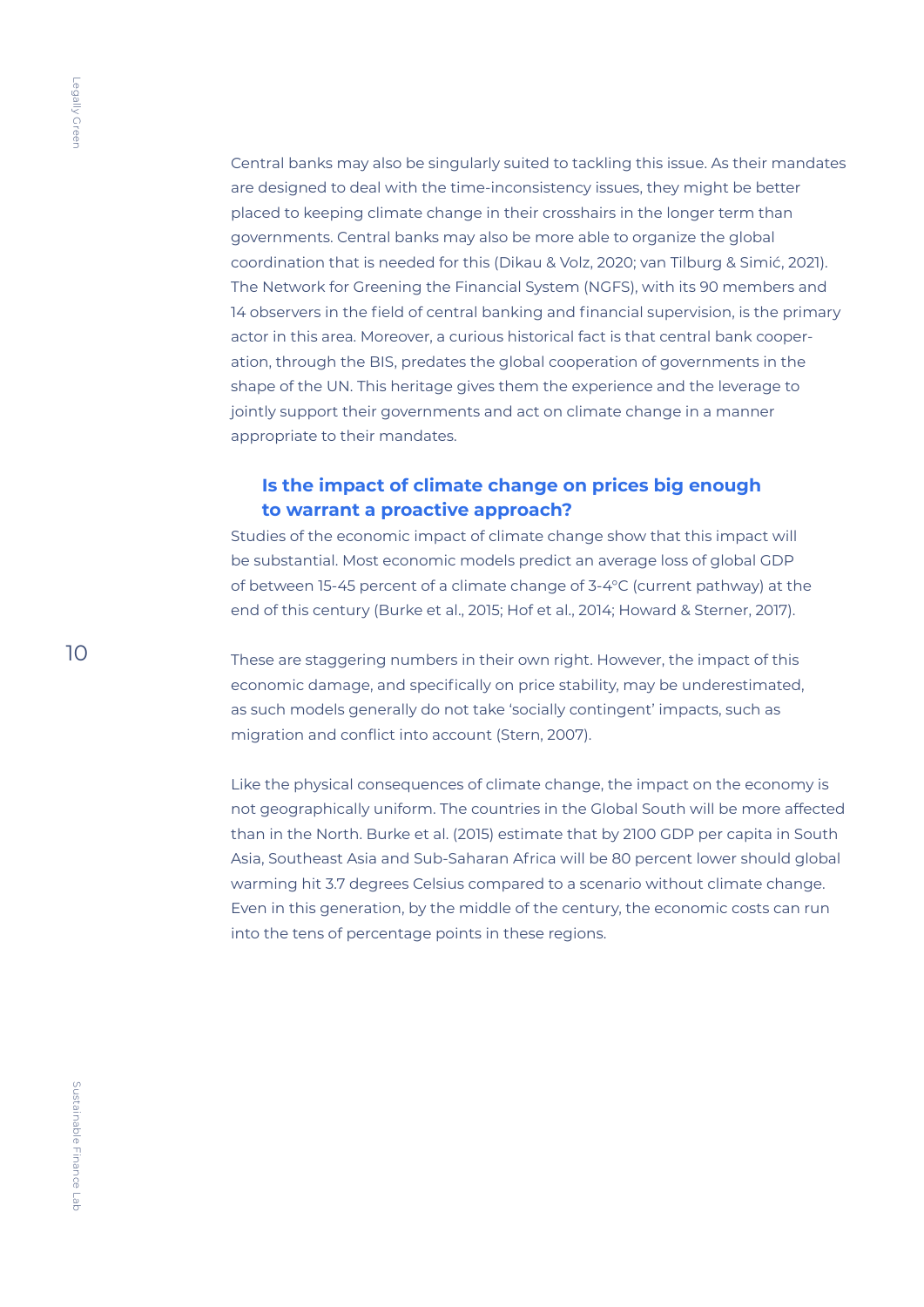Central banks may also be singularly suited to tackling this issue. As their mandates are designed to deal with the time-inconsistency issues, they might be better placed to keeping climate change in their crosshairs in the longer term than governments. Central banks may also be more able to organize the global coordination that is needed for this (Dikau & Volz, 2020; van Tilburg & Simić, 2021). The Network for Greening the Financial System (NGFS), with its 90 members and 14 observers in the field of central banking and financial supervision, is the primary actor in this area. Moreover, a curious historical fact is that central bank cooperation, through the BIS, predates the global cooperation of governments in the shape of the UN. This heritage gives them the experience and the leverage to jointly support their governments and act on climate change in a manner appropriate to their mandates.

### Is the impact of climate change on prices big enough to warrant a proactive approach?

Studies of the economic impact of climate change show that this impact will be substantial. Most economic models predict an average loss of global GDP of between 15-45 percent of a climate change of 3-4°C (current pathway) at the end of this century (Burke et al., 2015; Hof et al., 2014; Howard & Sterner, 2017).

These are staggering numbers in their own right. However, the impact of this economic damage, and specifically on price stability, may be underestimated, as such models generally do not take 'socially contingent' impacts, such as migration and conflict into account (Stern, 2007).

Like the physical consequences of climate change, the impact on the economy is not geographically uniform. The countries in the Global South will be more affected than in the North. Burke et al. (2015) estimate that by 2100 GDP per capita in South Asia, Southeast Asia and Sub-Saharan Africa will be 80 percent lower should global warming hit 3.7 degrees Celsius compared to a scenario without climate change. Even in this generation, by the middle of the century, the economic costs can run into the tens of percentage points in these regions.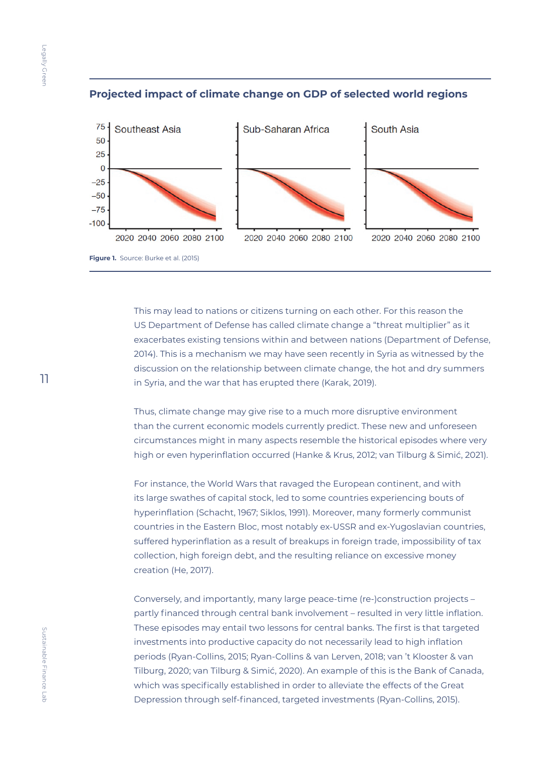## Projected impact of climate change on GDP of selected world regions

**Figure 1.** Source: Burke et al. (2015)

This may lead to nations or citizens turning on each other. For this reason the US Department of Defense has called climate change a "threat multiplier" as it exacerbates existing tensions within and between nations (Department of Defense, 2014). This is a mechanism we may have seen recently in Syria as witnessed by the discussion on the relationship between climate change, the hot and dry summers in Syria, and the war that has erupted there (Karak, 2019).

Thus, climate change may give rise to a much more disruptive environment than the current economic models currently predict. These new and unforeseen circumstances might in many aspects resemble the historical episodes where very high or even hyperinflation occurred (Hanke & Krus, 2012; van Tilburg & Simić, 2021).

For instance, the World Wars that ravaged the European continent, and with its large swathes of capital stock, led to some countries experiencing bouts of hyperinflation (Schacht, 1967; Siklos, 1991). Moreover, many formerly communist countries in the Eastern Bloc, most notably ex-USSR and ex-Yugoslavian countries, suffered hyperinflation as a result of breakups in foreign trade, impossibility of tax collection, high foreign debt, and the resulting reliance on excessive money creation (He, 2017).

Conversely, and importantly, many large peace-time (re-)construction projects – partly financed through central bank involvement – resulted in very little inflation. These episodes may entail two lessons for central banks. The first is that targeted investments into productive capacity do not necessarily lead to high inflation periods (Ryan-Collins, 2015; Ryan-Collins & van Lerven, 2018; van 't Klooster & van Tilburg, 2020; van Tilburg & Simić, 2020). An example of this is the Bank of Canada, which was specifically established in order to alleviate the effects of the Great Depression through self-financed, targeted investments (Ryan-Collins, 2015).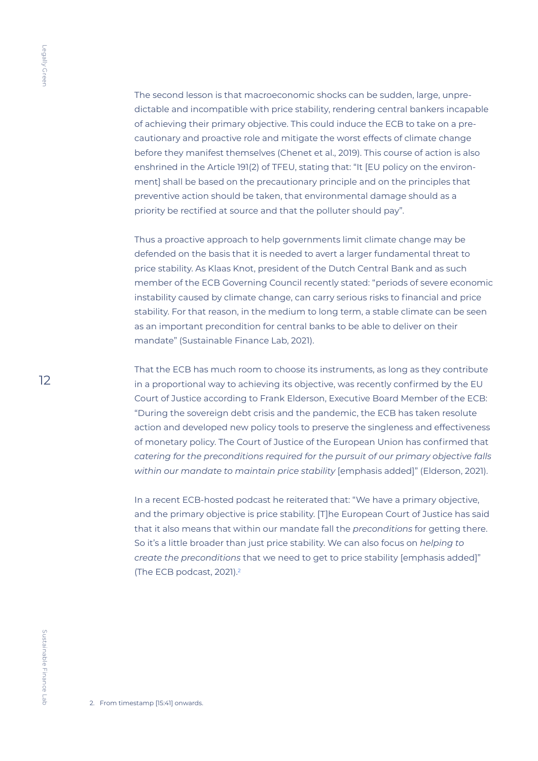The second lesson is that macroeconomic shocks can be sudden, large, unpredictable and incompatible with price stability, rendering central bankers incapable of achieving their primary objective. This could induce the ECB to take on a precautionary and proactive role and mitigate the worst effects of climate change before they manifest themselves (Chenet et al., 2019). This course of action is also enshrined in the Article 191(2) of TFEU, stating that: "It [EU policy on the environment] shall be based on the precautionary principle and on the principles that preventive action should be taken, that environmental damage should as a priority be rectified at source and that the polluter should pay".

Thus a proactive approach to help governments limit climate change may be defended on the basis that it is needed to avert a larger fundamental threat to price stability. As Klaas Knot, president of the Dutch Central Bank and as such member of the ECB Governing Council recently stated: "periods of severe economic instability caused by climate change, can carry serious risks to financial and price stability. For that reason, in the medium to long term, a stable climate can be seen as an important precondition for central banks to be able to deliver on their mandate" (Sustainable Finance Lab, 2021).

That the ECB has much room to choose its instruments, as long as they contribute in a proportional way to achieving its objective, was recently confirmed by the EU Court of Justice according to Frank Elderson, Executive Board Member of the ECB: "During the sovereign debt crisis and the pandemic, the ECB has taken resolute action and developed new policy tools to preserve the singleness and effectiveness of monetary policy. The Court of Justice of the European Union has confirmed that *catering for the preconditions required for the pursuit of our primary objective falls within our mandate to maintain price stability* [emphasis added]" (Elderson, 2021).

In a recent ECB-hosted podcast he reiterated that: "We have a primary objective, and the primary objective is price stability. [T]he European Court of Justice has said that it also means that within our mandate fall the *preconditions* for getting there. So it's a little broader than just price stability. We can also focus on *helping to create the preconditions* that we need to get to price stability [emphasis added]" (The ECB podcast, 2021).[2]

2. From timestamp [15:41] onwards.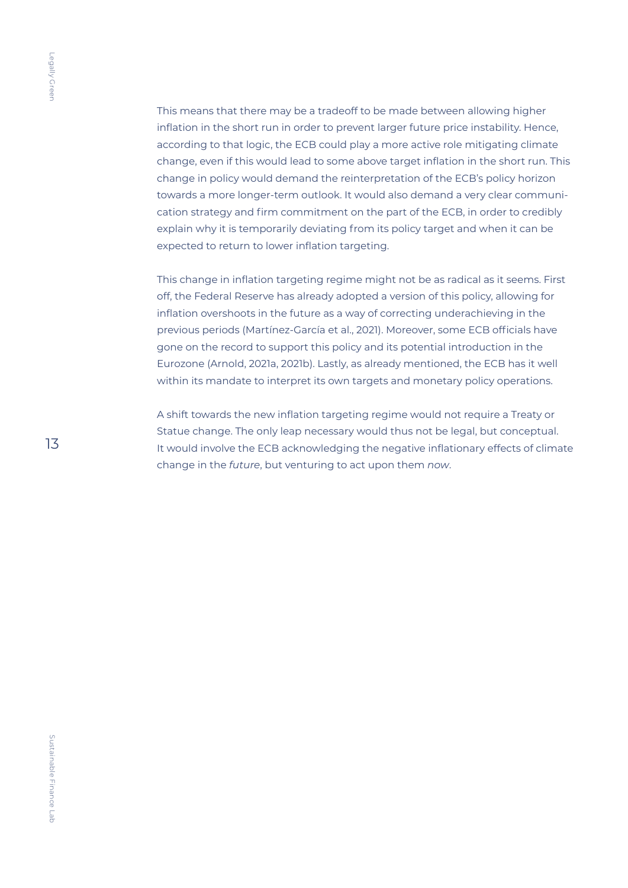This means that there may be a tradeoff to be made between allowing higher inflation in the short run in order to prevent larger future price instability. Hence, according to that logic, the ECB could play a more active role mitigating climate change, even if this would lead to some above target inflation in the short run. This change in policy would demand the reinterpretation of the ECB's policy horizon towards a more longer-term outlook. It would also demand a very clear communication strategy and firm commitment on the part of the ECB, in order to credibly explain why it is temporarily deviating from its policy target and when it can be expected to return to lower inflation targeting.

This change in inflation targeting regime might not be as radical as it seems. First off, the Federal Reserve has already adopted a version of this policy, allowing for inflation overshoots in the future as a way of correcting underachieving in the previous periods (Martínez-García et al., 2021). Moreover, some ECB officials have gone on the record to support this policy and its potential introduction in the Eurozone (Arnold, 2021a, 2021b). Lastly, as already mentioned, the ECB has it well within its mandate to interpret its own targets and monetary policy operations.

A shift towards the new inflation targeting regime would not require a Treaty or Statue change. The only leap necessary would thus not be legal, but conceptual. It would involve the ECB acknowledging the negative inflationary effects of climate change in the *future*, but venturing to act upon them *now*.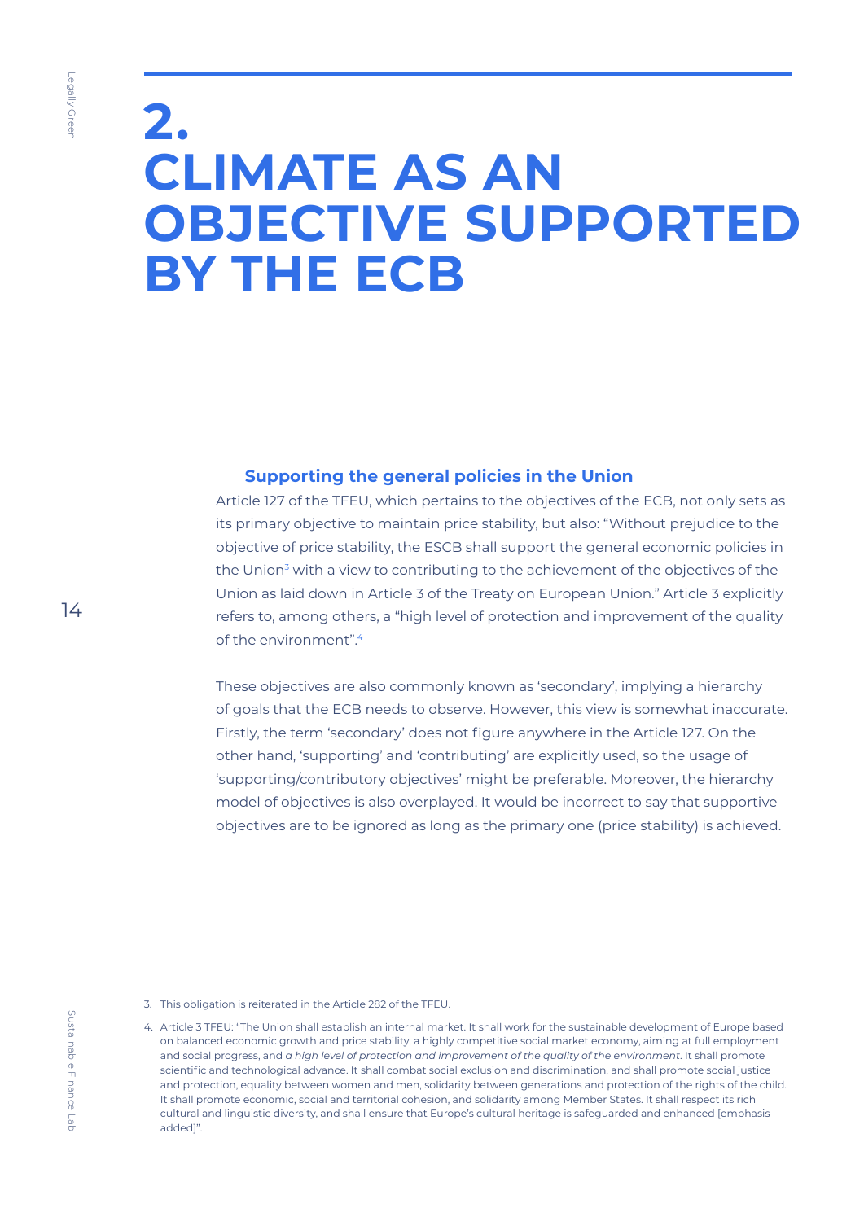# 2. CLIMATE AS AN OBJECTIVE SUPPORTED BY THE ECB

### Supporting the general policies in the Union

Article 127 of the TFEU, which pertains to the objectives of the ECB, not only sets as its primary objective to maintain price stability, but also: "Without prejudice to the objective of price stability, the ESCB shall support the general economic policies in the Union[3] with a view to contributing to the achievement of the objectives of the Union as laid down in Article 3 of the Treaty on European Union." Article 3 explicitly refers to, among others, a "high level of protection and improvement of the quality of the environment".[4]

These objectives are also commonly known as 'secondary', implying a hierarchy of goals that the ECB needs to observe. However, this view is somewhat inaccurate. Firstly, the term 'secondary' does not figure anywhere in the Article 127. On the other hand, 'supporting' and 'contributing' are explicitly used, so the usage of 'supporting/contributory objectives' might be preferable. Moreover, the hierarchy model of objectives is also overplayed. It would be incorrect to say that supportive objectives are to be ignored as long as the primary one (price stability) is achieved.

3. This obligation is reiterated in the Article 282 of the TFEU.

4. Article 3 TFEU: "The Union shall establish an internal market. It shall work for the sustainable development of Europe based on balanced economic growth and price stability, a highly competitive social market economy, aiming at full employment and social progress, and *a high level of protection and improvement of the quality of the environment*. It shall promote scientific and technological advance. It shall combat social exclusion and discrimination, and shall promote social justice and protection, equality between women and men, solidarity between generations and protection of the rights of the child. It shall promote economic, social and territorial cohesion, and solidarity among Member States. It shall respect its rich cultural and linguistic diversity, and shall ensure that Europe's cultural heritage is safeguarded and enhanced [emphasis added]".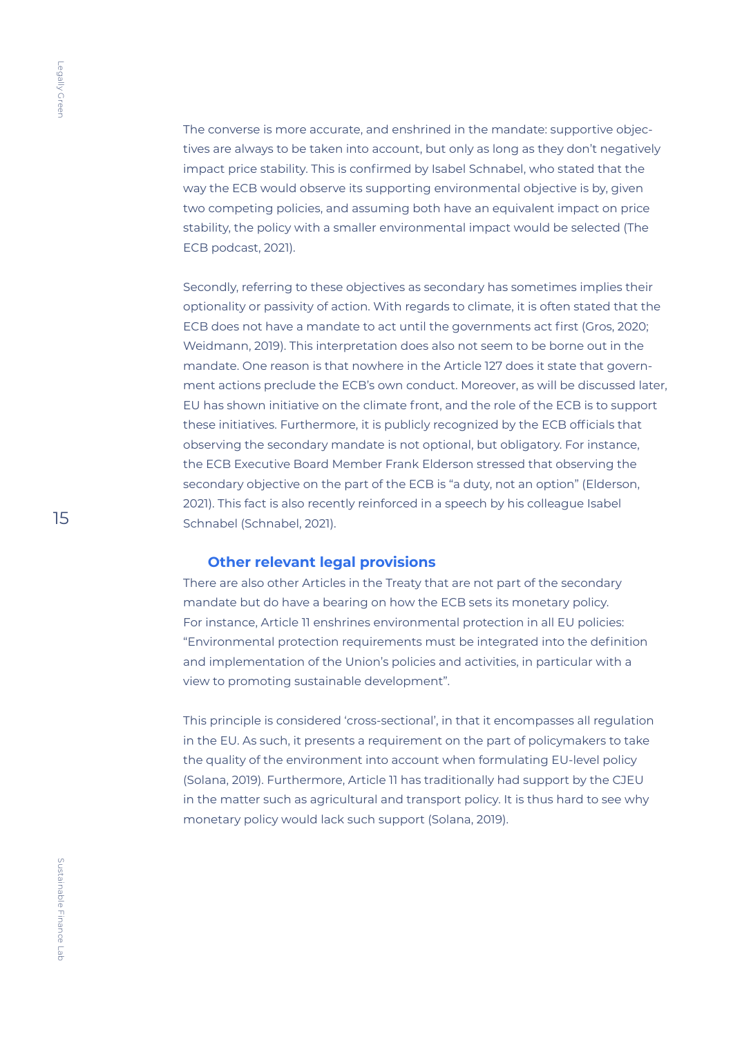The converse is more accurate, and enshrined in the mandate: supportive objectives are always to be taken into account, but only as long as they don't negatively impact price stability. This is confirmed by Isabel Schnabel, who stated that the way the ECB would observe its supporting environmental objective is by, given two competing policies, and assuming both have an equivalent impact on price stability, the policy with a smaller environmental impact would be selected (The ECB podcast, 2021).

Secondly, referring to these objectives as secondary has sometimes implies their optionality or passivity of action. With regards to climate, it is often stated that the ECB does not have a mandate to act until the governments act first (Gros, 2020; Weidmann, 2019). This interpretation does also not seem to be borne out in the mandate. One reason is that nowhere in the Article 127 does it state that government actions preclude the ECB's own conduct. Moreover, as will be discussed later, EU has shown initiative on the climate front, and the role of the ECB is to support these initiatives. Furthermore, it is publicly recognized by the ECB officials that observing the secondary mandate is not optional, but obligatory. For instance, the ECB Executive Board Member Frank Elderson stressed that observing the secondary objective on the part of the ECB is "a duty, not an option" (Elderson, 2021). This fact is also recently reinforced in a speech by his colleague Isabel Schnabel (Schnabel, 2021).

### Other relevant legal provisions

There are also other Articles in the Treaty that are not part of the secondary mandate but do have a bearing on how the ECB sets its monetary policy. For instance, Article 11 enshrines environmental protection in all EU policies: "Environmental protection requirements must be integrated into the definition and implementation of the Union's policies and activities, in particular with a view to promoting sustainable development".

This principle is considered 'cross-sectional', in that it encompasses all regulation in the EU. As such, it presents a requirement on the part of policymakers to take the quality of the environment into account when formulating EU-level policy (Solana, 2019). Furthermore, Article 11 has traditionally had support by the CJEU in the matter such as agricultural and transport policy. It is thus hard to see why monetary policy would lack such support (Solana, 2019).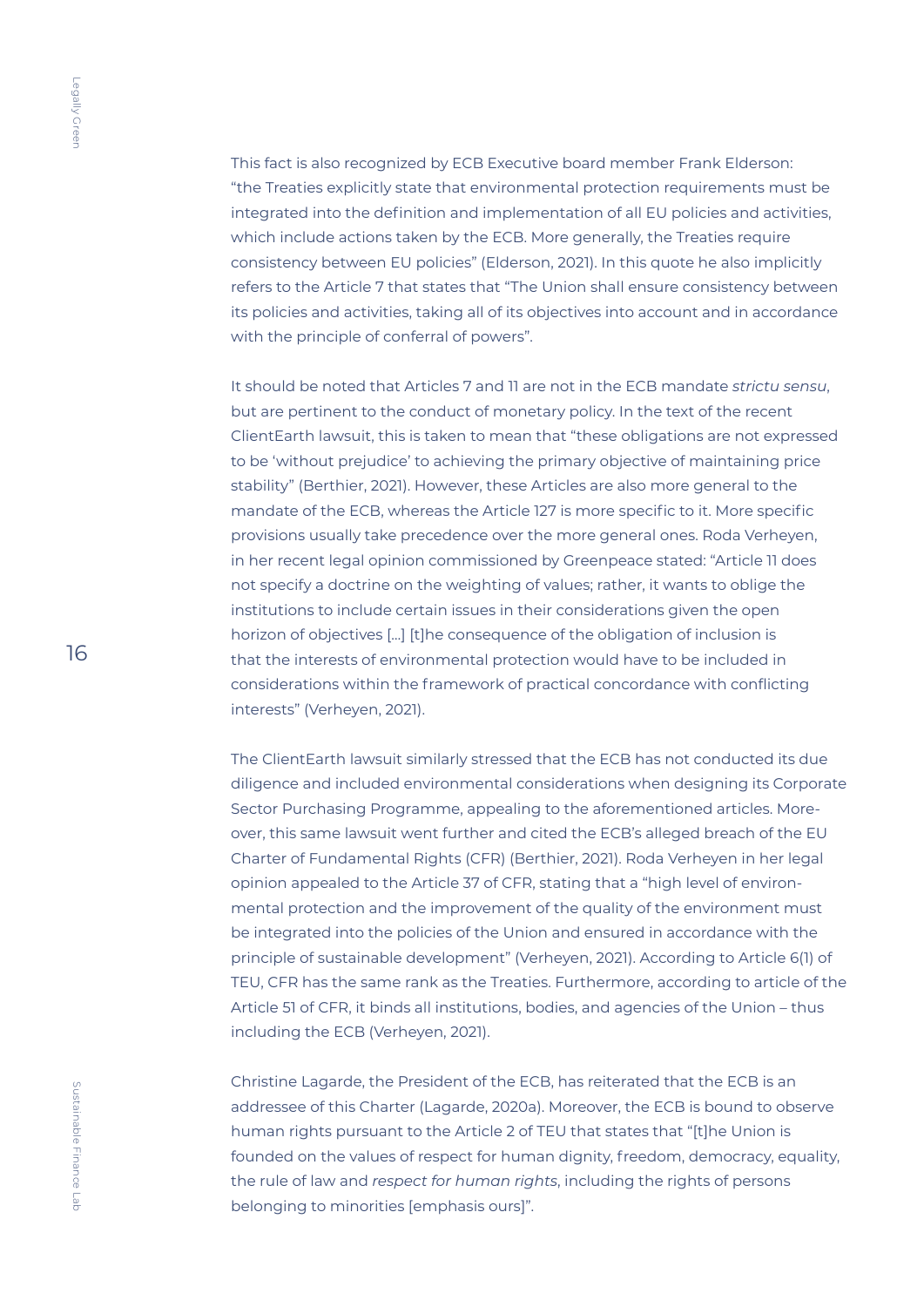This fact is also recognized by ECB Executive board member Frank Elderson: "the Treaties explicitly state that environmental protection requirements must be integrated into the definition and implementation of all EU policies and activities, which include actions taken by the ECB. More generally, the Treaties require consistency between EU policies" (Elderson, 2021). In this quote he also implicitly refers to the Article 7 that states that "The Union shall ensure consistency between its policies and activities, taking all of its objectives into account and in accordance with the principle of conferral of powers".

It should be noted that Articles 7 and 11 are not in the ECB mandate *strictu sensu*, but are pertinent to the conduct of monetary policy. In the text of the recent ClientEarth lawsuit, this is taken to mean that "these obligations are not expressed to be 'without prejudice' to achieving the primary objective of maintaining price stability" (Berthier, 2021). However, these Articles are also more general to the mandate of the ECB, whereas the Article 127 is more specific to it. More specific provisions usually take precedence over the more general ones. Roda Verheyen, in her recent legal opinion commissioned by Greenpeace stated: "Article 11 does not specify a doctrine on the weighting of values; rather, it wants to oblige the institutions to include certain issues in their considerations given the open horizon of objectives [...] [t]he consequence of the obligation of inclusion is that the interests of environmental protection would have to be included in considerations within the framework of practical concordance with conflicting interests" (Verheyen, 2021).

The ClientEarth lawsuit similarly stressed that the ECB has not conducted its due diligence and included environmental considerations when designing its Corporate Sector Purchasing Programme, appealing to the aforementioned articles. Moreover, this same lawsuit went further and cited the ECB's alleged breach of the EU Charter of Fundamental Rights (CFR) (Berthier, 2021). Roda Verheyen in her legal opinion appealed to the Article 37 of CFR, stating that a "high level of environmental protection and the improvement of the quality of the environment must be integrated into the policies of the Union and ensured in accordance with the principle of sustainable development" (Verheyen, 2021). According to Article 6(1) of TEU, CFR has the same rank as the Treaties. Furthermore, according to article of the Article 51 of CFR, it binds all institutions, bodies, and agencies of the Union – thus including the ECB (Verheyen, 2021).

Christine Lagarde, the President of the ECB, has reiterated that the ECB is an addressee of this Charter (Lagarde, 2020a). Moreover, the ECB is bound to observe human rights pursuant to the Article 2 of TEU that states that "[t]he Union is founded on the values of respect for human dignity, freedom, democracy, equality, the rule of law and *respect for human rights*, including the rights of persons belonging to minorities [emphasis ours]".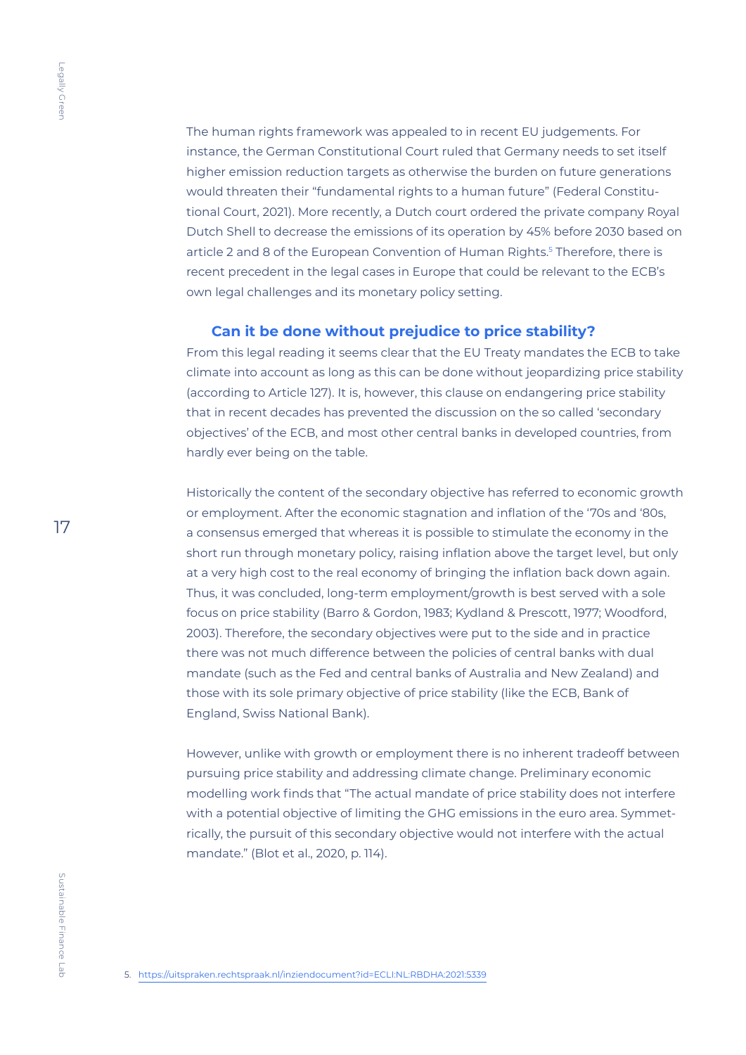The human rights framework was appealed to in recent EU judgements. For instance, the German Constitutional Court ruled that Germany needs to set itself higher emission reduction targets as otherwise the burden on future generations would threaten their "fundamental rights to a human future" (Federal Constitutional Court, 2021). More recently, a Dutch court ordered the private company Royal Dutch Shell to decrease the emissions of its operation by 45% before 2030 based on article 2 and 8 of the European Convention of Human Rights.[5] Therefore, there is recent precedent in the legal cases in Europe that could be relevant to the ECB's own legal challenges and its monetary policy setting.

### Can it be done without prejudice to price stability?

From this legal reading it seems clear that the EU Treaty mandates the ECB to take climate into account as long as this can be done without jeopardizing price stability (according to Article 127). It is, however, this clause on endangering price stability that in recent decades has prevented the discussion on the so called 'secondary objectives' of the ECB, and most other central banks in developed countries, from hardly ever being on the table.

Historically the content of the secondary objective has referred to economic growth or employment. After the economic stagnation and inflation of the '70s and '80s, a consensus emerged that whereas it is possible to stimulate the economy in the short run through monetary policy, raising inflation above the target level, but only at a very high cost to the real economy of bringing the inflation back down again. Thus, it was concluded, long-term employment/growth is best served with a sole focus on price stability (Barro & Gordon, 1983; Kydland & Prescott, 1977; Woodford, 2003). Therefore, the secondary objectives were put to the side and in practice there was not much difference between the policies of central banks with dual mandate (such as the Fed and central banks of Australia and New Zealand) and those with its sole primary objective of price stability (like the ECB, Bank of England, Swiss National Bank).

However, unlike with growth or employment there is no inherent tradeoff between pursuing price stability and addressing climate change. Preliminary economic modelling work finds that "The actual mandate of price stability does not interfere with a potential objective of limiting the GHG emissions in the euro area. Symmetrically, the pursuit of this secondary objective would not interfere with the actual mandate." (Blot et al., 2020, p. 114).

5. https://uitspraken.rechtspraak.nl/inziendocument?id=ECLI:NL:RBDHA:2021:5339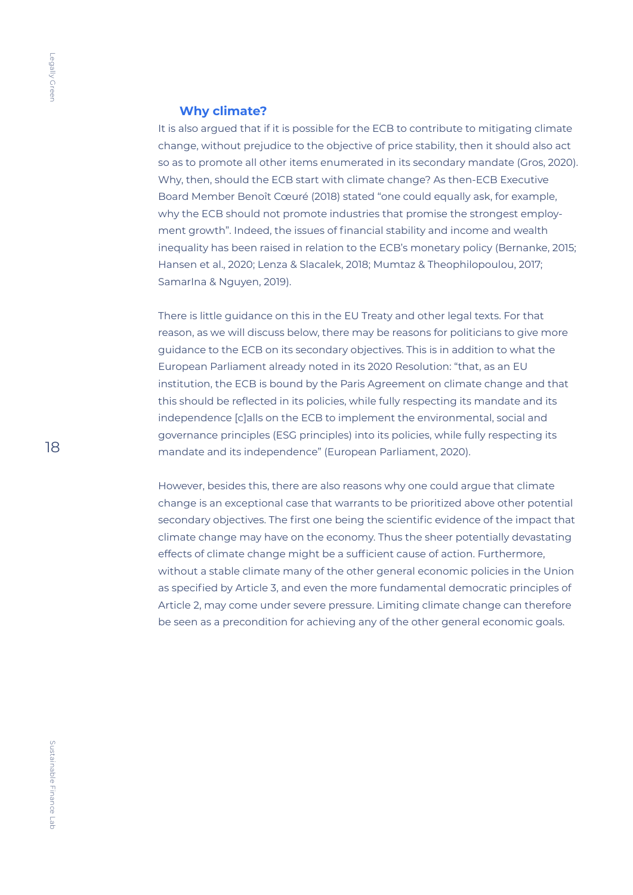### Why climate?

It is also argued that if it is possible for the ECB to contribute to mitigating climate change, without prejudice to the objective of price stability, then it should also act so as to promote all other items enumerated in its secondary mandate (Gros, 2020). Why, then, should the ECB start with climate change? As then-ECB Executive Board Member Benoît Cœuré (2018) stated “one could equally ask, for example, why the ECB should not promote industries that promise the strongest employment growth”. Indeed, the issues of financial stability and income and wealth inequality has been raised in relation to the ECB’s monetary policy (Bernanke, 2015; Hansen et al., 2020; Lenza & Slacalek, 2018; Mumtaz & Theophilopoulou, 2017; Samarlna & Nguyen, 2019).

There is little guidance on this in the EU Treaty and other legal texts. For that reason, as we will discuss below, there may be reasons for politicians to give more guidance to the ECB on its secondary objectives. This is in addition to what the European Parliament already noted in its 2020 Resolution: “that, as an EU institution, the ECB is bound by the Paris Agreement on climate change and that this should be reflected in its policies, while fully respecting its mandate and its independence [c]alls on the ECB to implement the environmental, social and governance principles (ESG principles) into its policies, while fully respecting its mandate and its independence” (European Parliament, 2020).

However, besides this, there are also reasons why one could argue that climate change is an exceptional case that warrants to be prioritized above other potential secondary objectives. The first one being the scientific evidence of the impact that climate change may have on the economy. Thus the sheer potentially devastating effects of climate change might be a sufficient cause of action. Furthermore, without a stable climate many of the other general economic policies in the Union as specified by Article 3, and even the more fundamental democratic principles of Article 2, may come under severe pressure. Limiting climate change can therefore be seen as a precondition for achieving any of the other general economic goals.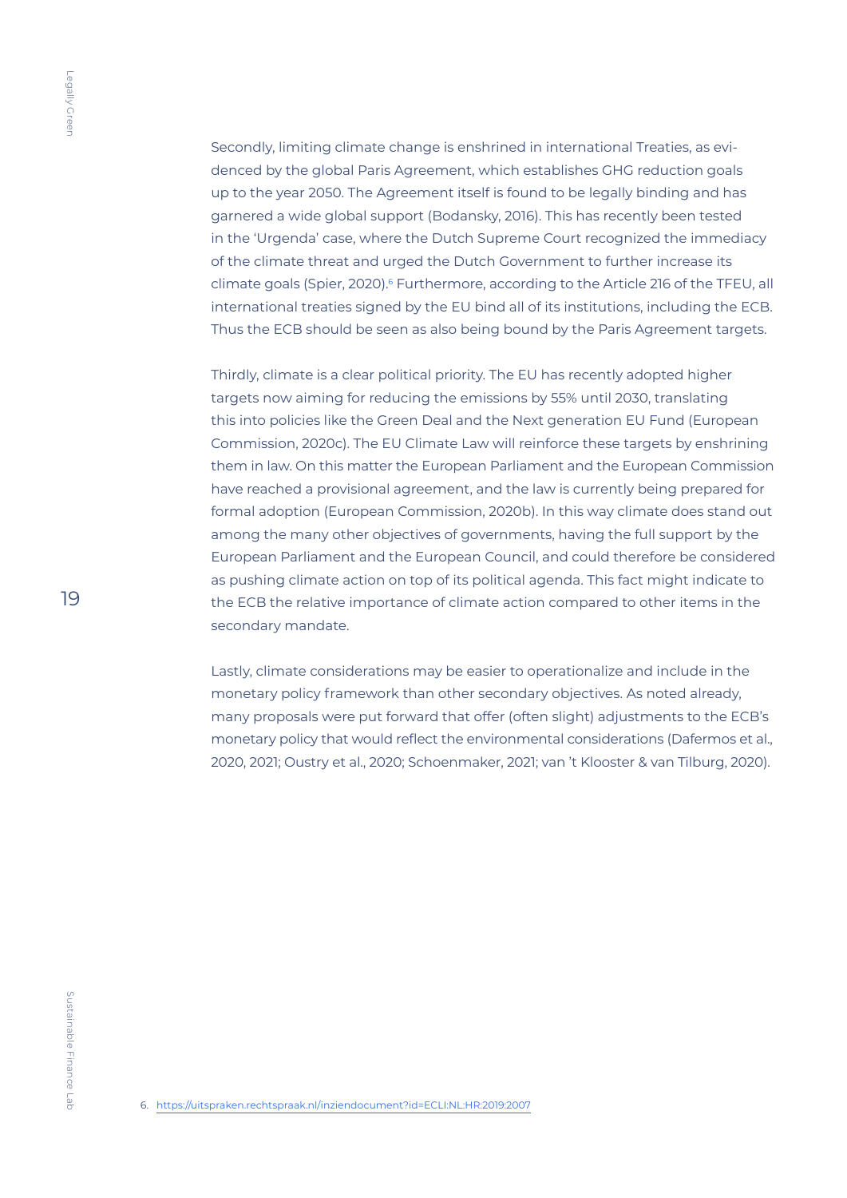Secondly, limiting climate change is enshrined in international Treaties, as evidenced by the global Paris Agreement, which establishes GHG reduction goals up to the year 2050. The Agreement itself is found to be legally binding and has garnered a wide global support (Bodansky, 2016). This has recently been tested in the 'Urgenda' case, where the Dutch Supreme Court recognized the immediacy of the climate threat and urged the Dutch Government to further increase its climate goals (Spier, 2020).[6] Furthermore, according to the Article 216 of the TFEU, all international treaties signed by the EU bind all of its institutions, including the ECB. Thus the ECB should be seen as also being bound by the Paris Agreement targets.

Thirdly, climate is a clear political priority. The EU has recently adopted higher targets now aiming for reducing the emissions by 55% until 2030, translating this into policies like the Green Deal and the Next generation EU Fund (European Commission, 2020c). The EU Climate Law will reinforce these targets by enshrining them in law. On this matter the European Parliament and the European Commission have reached a provisional agreement, and the law is currently being prepared for formal adoption (European Commission, 2020b). In this way climate does stand out among the many other objectives of governments, having the full support by the European Parliament and the European Council, and could therefore be considered as pushing climate action on top of its political agenda. This fact might indicate to the ECB the relative importance of climate action compared to other items in the secondary mandate.

Lastly, climate considerations may be easier to operationalize and include in the monetary policy framework than other secondary objectives. As noted already, many proposals were put forward that offer (often slight) adjustments to the ECB's monetary policy that would reflect the environmental considerations (Dafermos et al., 2020, 2021; Oustry et al., 2020; Schoenmaker, 2021; van 't Klooster & van Tilburg, 2020).

6. https://uitspraken.rechtspraak.nl/inziendocument?id=ECLI:NL:HR:2019:2007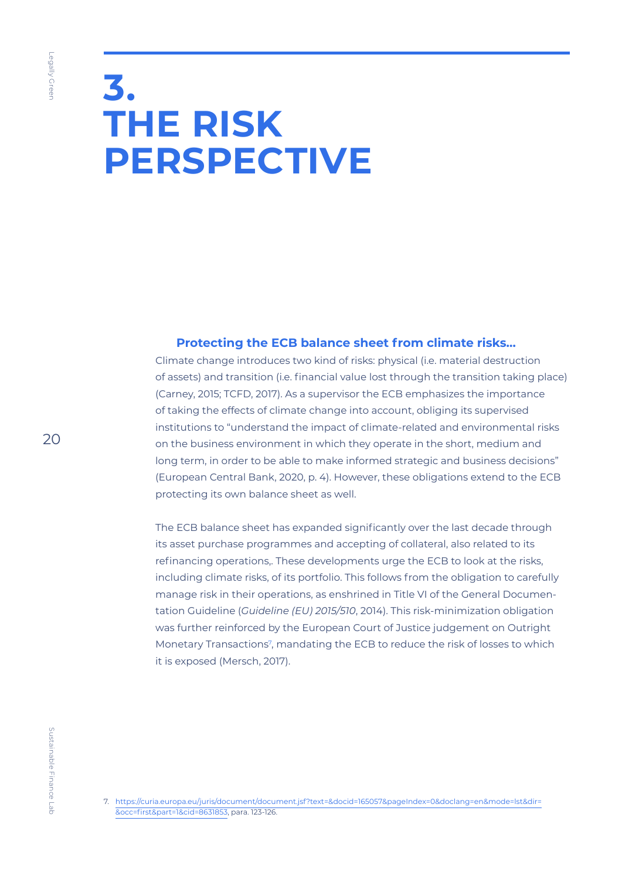# 3. THE RISK PERSPECTIVE

### Protecting the ECB balance sheet from climate risks...

Climate change introduces two kind of risks: physical (i.e. material destruction of assets) and transition (i.e. financial value lost through the transition taking place) (Carney, 2015; TCFD, 2017). As a supervisor the ECB emphasizes the importance of taking the effects of climate change into account, obliging its supervised institutions to "understand the impact of climate-related and environmental risks on the business environment in which they operate in the short, medium and long term, in order to be able to make informed strategic and business decisions" (European Central Bank, 2020, p. 4). However, these obligations extend to the ECB protecting its own balance sheet as well.

The ECB balance sheet has expanded significantly over the last decade through its asset purchase programmes and accepting of collateral, also related to its refinancing operations,. These developments urge the ECB to look at the risks, including climate risks, of its portfolio. This follows from the obligation to carefully manage risk in their operations, as enshrined in Title VI of the General Documentation Guideline (*Guideline (EU) 2015/510*, 2014). This risk-minimization obligation was further reinforced by the European Court of Justice judgement on Outright Monetary Transactions[7], mandating the ECB to reduce the risk of losses to which it is exposed (Mersch, 2017).

7. https://curia.europa.eu/juris/document/document.jsf?text=&docid=165057&pageIndex=0&doclang=en&mode=lst&dir=&occ=first&part=1&cid=8631853, para. 123-126.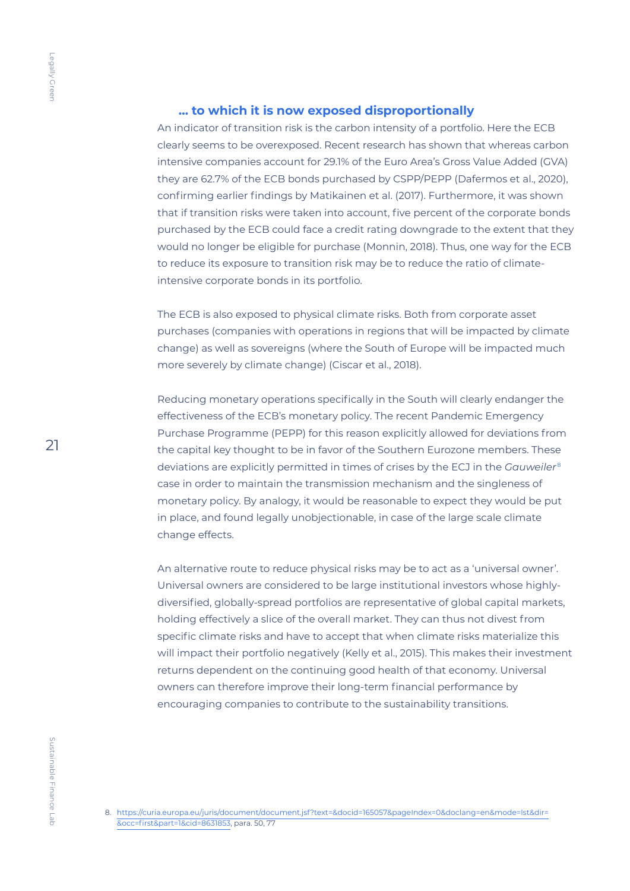### … to which it is now exposed disproportionally

An indicator of transition risk is the carbon intensity of a portfolio. Here the ECB clearly seems to be overexposed. Recent research has shown that whereas carbon intensive companies account for 29.1% of the Euro Area's Gross Value Added (GVA) they are 62.7% of the ECB bonds purchased by CSPP/PEPP (Dafermos et al., 2020), confirming earlier findings by Matikainen et al. (2017). Furthermore, it was shown that if transition risks were taken into account, five percent of the corporate bonds purchased by the ECB could face a credit rating downgrade to the extent that they would no longer be eligible for purchase (Monnin, 2018). Thus, one way for the ECB to reduce its exposure to transition risk may be to reduce the ratio of climate-intensive corporate bonds in its portfolio.

The ECB is also exposed to physical climate risks. Both from corporate asset purchases (companies with operations in regions that will be impacted by climate change) as well as sovereigns (where the South of Europe will be impacted much more severely by climate change) (Ciscar et al., 2018).

Reducing monetary operations specifically in the South will clearly endanger the effectiveness of the ECB's monetary policy. The recent Pandemic Emergency Purchase Programme (PEPP) for this reason explicitly allowed for deviations from the capital key thought to be in favor of the Southern Eurozone members. These deviations are explicitly permitted in times of crises by the ECJ in the *Gauweiler*[8] case in order to maintain the transmission mechanism and the singleness of monetary policy. By analogy, it would be reasonable to expect they would be put in place, and found legally unobjectionable, in case of the large scale climate change effects.

An alternative route to reduce physical risks may be to act as a 'universal owner'. Universal owners are considered to be large institutional investors whose highly-diversified, globally-spread portfolios are representative of global capital markets, holding effectively a slice of the overall market. They can thus not divest from specific climate risks and have to accept that when climate risks materialize this will impact their portfolio negatively (Kelly et al., 2015). This makes their investment returns dependent on the continuing good health of that economy. Universal owners can therefore improve their long-term financial performance by encouraging companies to contribute to the sustainability transitions.

8. https://curia.europa.eu/juris/document/document.jsf?text=&docid=165057&pageIndex=0&doclang=en&mode=lst&dir=&occ=first&part=1&cid=8631853, para. 50, 77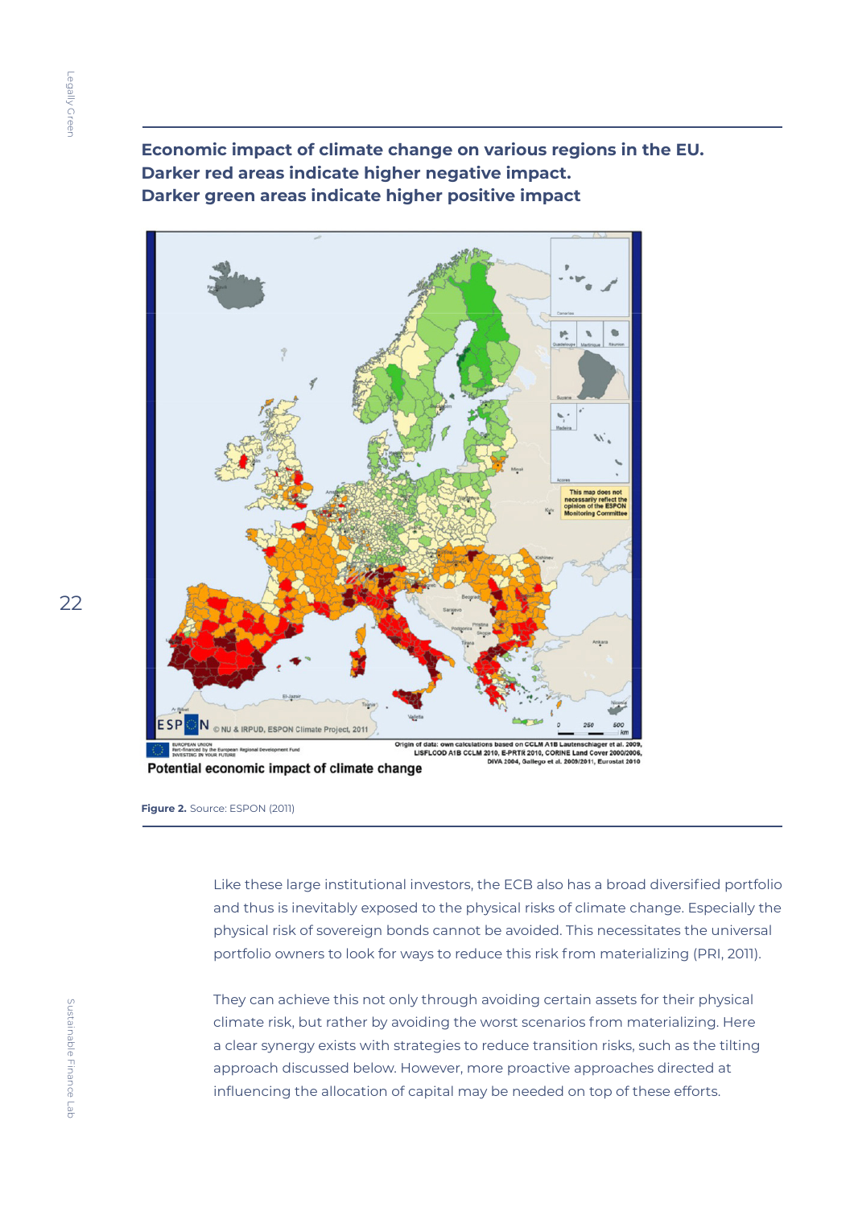**Economic impact of climate change on various regions in the EU. Darker red areas indicate higher negative impact. Darker green areas indicate higher positive impact**

**Figure 2.** Source: ESPON (2011)

Like these large institutional investors, the ECB also has a broad diversified portfolio and thus is inevitably exposed to the physical risks of climate change. Especially the physical risk of sovereign bonds cannot be avoided. This necessitates the universal portfolio owners to look for ways to reduce this risk from materializing (PRI, 2011).

They can achieve this not only through avoiding certain assets for their physical climate risk, but rather by avoiding the worst scenarios from materializing. Here a clear synergy exists with strategies to reduce transition risks, such as the tilting approach discussed below. However, more proactive approaches directed at influencing the allocation of capital may be needed on top of these efforts.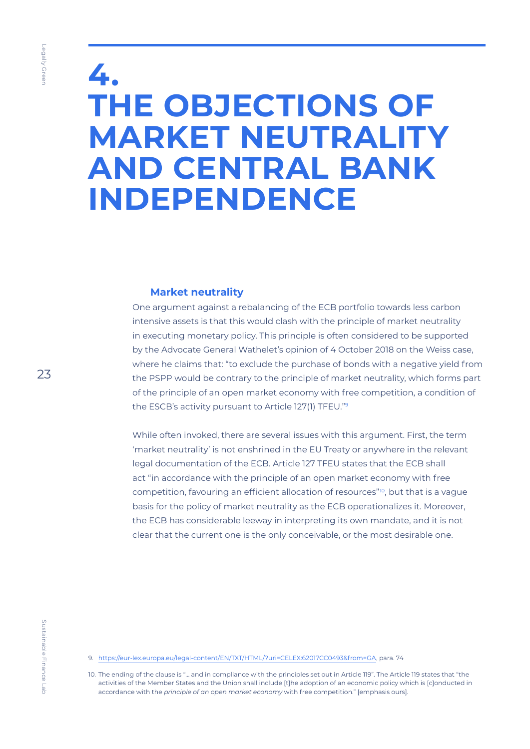# 4. THE OBJECTIONS OF MARKET NEUTRALITY AND CENTRAL BANK INDEPENDENCE

### Market neutrality

One argument against a rebalancing of the ECB portfolio towards less carbon intensive assets is that this would clash with the principle of market neutrality in executing monetary policy. This principle is often considered to be supported by the Advocate General Wathelet's opinion of 4 October 2018 on the Weiss case, where he claims that: "to exclude the purchase of bonds with a negative yield from the PSPP would be contrary to the principle of market neutrality, which forms part of the principle of an open market economy with free competition, a condition of the ESCB's activity pursuant to Article 127(1) TFEU."[9]

While often invoked, there are several issues with this argument. First, the term 'market neutrality' is not enshrined in the EU Treaty or anywhere in the relevant legal documentation of the ECB. Article 127 TFEU states that the ECB shall act "in accordance with the principle of an open market economy with free competition, favouring an efficient allocation of resources"[10], but that is a vague basis for the policy of market neutrality as the ECB operationalizes it. Moreover, the ECB has considerable leeway in interpreting its own mandate, and it is not clear that the current one is the only conceivable, or the most desirable one.

9. https://eur-lex.europa.eu/legal-content/EN/TXT/HTML/?uri=CELEX:62017CC0493&from=GA, para. 74

10. The ending of the clause is "... and in compliance with the principles set out in Article 119". The Article 119 states that "the activities of the Member States and the Union shall include [t]he adoption of an economic policy which is [c]onducted in accordance with the *principle of an open market economy* with free competition." [emphasis ours].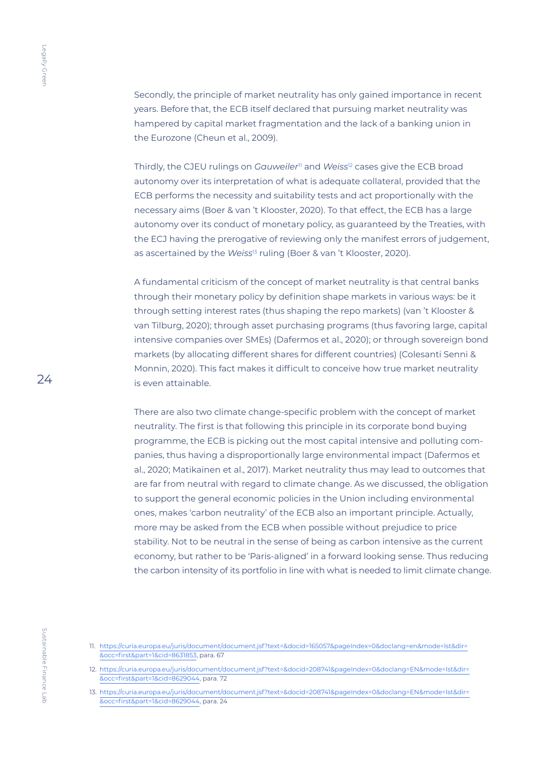Secondly, the principle of market neutrality has only gained importance in recent years. Before that, the ECB itself declared that pursuing market neutrality was hampered by capital market fragmentation and the lack of a banking union in the Eurozone (Cheun et al., 2009).

Thirdly, the CJEU rulings on *Gauweiler*[11] and *Weiss*[12] cases give the ECB broad autonomy over its interpretation of what is adequate collateral, provided that the ECB performs the necessity and suitability tests and act proportionally with the necessary aims (Boer & van 't Klooster, 2020). To that effect, the ECB has a large autonomy over its conduct of monetary policy, as guaranteed by the Treaties, with the ECJ having the prerogative of reviewing only the manifest errors of judgement, as ascertained by the *Weiss*[13] ruling (Boer & van 't Klooster, 2020).

A fundamental criticism of the concept of market neutrality is that central banks through their monetary policy by definition shape markets in various ways: be it through setting interest rates (thus shaping the repo markets) (van 't Klooster & van Tilburg, 2020); through asset purchasing programs (thus favoring large, capital intensive companies over SMEs) (Dafermos et al., 2020); or through sovereign bond markets (by allocating different shares for different countries) (Colesanti Senni & Monnin, 2020). This fact makes it difficult to conceive how true market neutrality is even attainable.

There are also two climate change-specific problem with the concept of market neutrality. The first is that following this principle in its corporate bond buying programme, the ECB is picking out the most capital intensive and polluting companies, thus having a disproportionally large environmental impact (Dafermos et al., 2020; Matikainen et al., 2017). Market neutrality thus may lead to outcomes that are far from neutral with regard to climate change. As we discussed, the obligation to support the general economic policies in the Union including environmental ones, makes 'carbon neutrality' of the ECB also an important principle. Actually, more may be asked from the ECB when possible without prejudice to price stability. Not to be neutral in the sense of being as carbon intensive as the current economy, but rather to be 'Paris-aligned' in a forward looking sense. Thus reducing the carbon intensity of its portfolio in line with what is needed to limit climate change.

11. https://curia.europa.eu/juris/document/document.jsf?text=&docid=165057&pageIndex=0&doclang=en&mode=lst&dir=&occ=first&part=1&cid=8631853, para. 67
12. https://curia.europa.eu/juris/document/document.jsf?text=&docid=208741&pageIndex=0&doclang=EN&mode=lst&dir=&occ=first&part=1&cid=8629044, para. 72
13. https://curia.europa.eu/juris/document/document.jsf?text=&docid=208741&pageIndex=0&doclang=EN&mode=lst&dir=&occ=first&part=1&cid=8629044, para. 24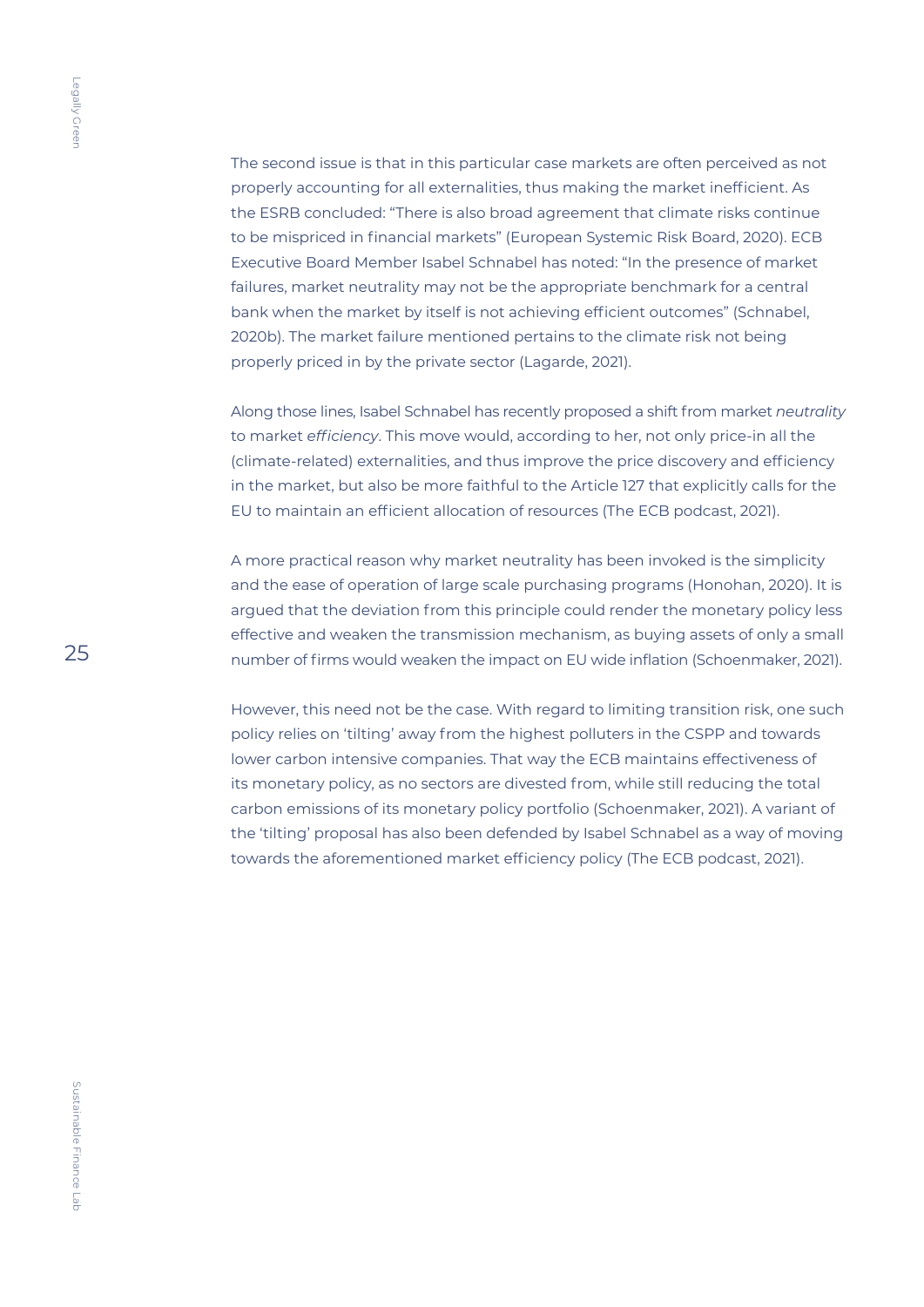The second issue is that in this particular case markets are often perceived as not properly accounting for all externalities, thus making the market inefficient. As the ESRB concluded: "There is also broad agreement that climate risks continue to be mispriced in financial markets" (European Systemic Risk Board, 2020). ECB Executive Board Member Isabel Schnabel has noted: "In the presence of market failures, market neutrality may not be the appropriate benchmark for a central bank when the market by itself is not achieving efficient outcomes" (Schnabel, 2020b). The market failure mentioned pertains to the climate risk not being properly priced in by the private sector (Lagarde, 2021).

Along those lines, Isabel Schnabel has recently proposed a shift from market *neutrality* to market *efficiency*. This move would, according to her, not only price-in all the (climate-related) externalities, and thus improve the price discovery and efficiency in the market, but also be more faithful to the Article 127 that explicitly calls for the EU to maintain an efficient allocation of resources (The ECB podcast, 2021).

A more practical reason why market neutrality has been invoked is the simplicity and the ease of operation of large scale purchasing programs (Honohan, 2020). It is argued that the deviation from this principle could render the monetary policy less effective and weaken the transmission mechanism, as buying assets of only a small number of firms would weaken the impact on EU wide inflation (Schoenmaker, 2021).

However, this need not be the case. With regard to limiting transition risk, one such policy relies on 'tilting' away from the highest polluters in the CSPP and towards lower carbon intensive companies. That way the ECB maintains effectiveness of its monetary policy, as no sectors are divested from, while still reducing the total carbon emissions of its monetary policy portfolio (Schoenmaker, 2021). A variant of the 'tilting' proposal has also been defended by Isabel Schnabel as a way of moving towards the aforementioned market efficiency policy (The ECB podcast, 2021).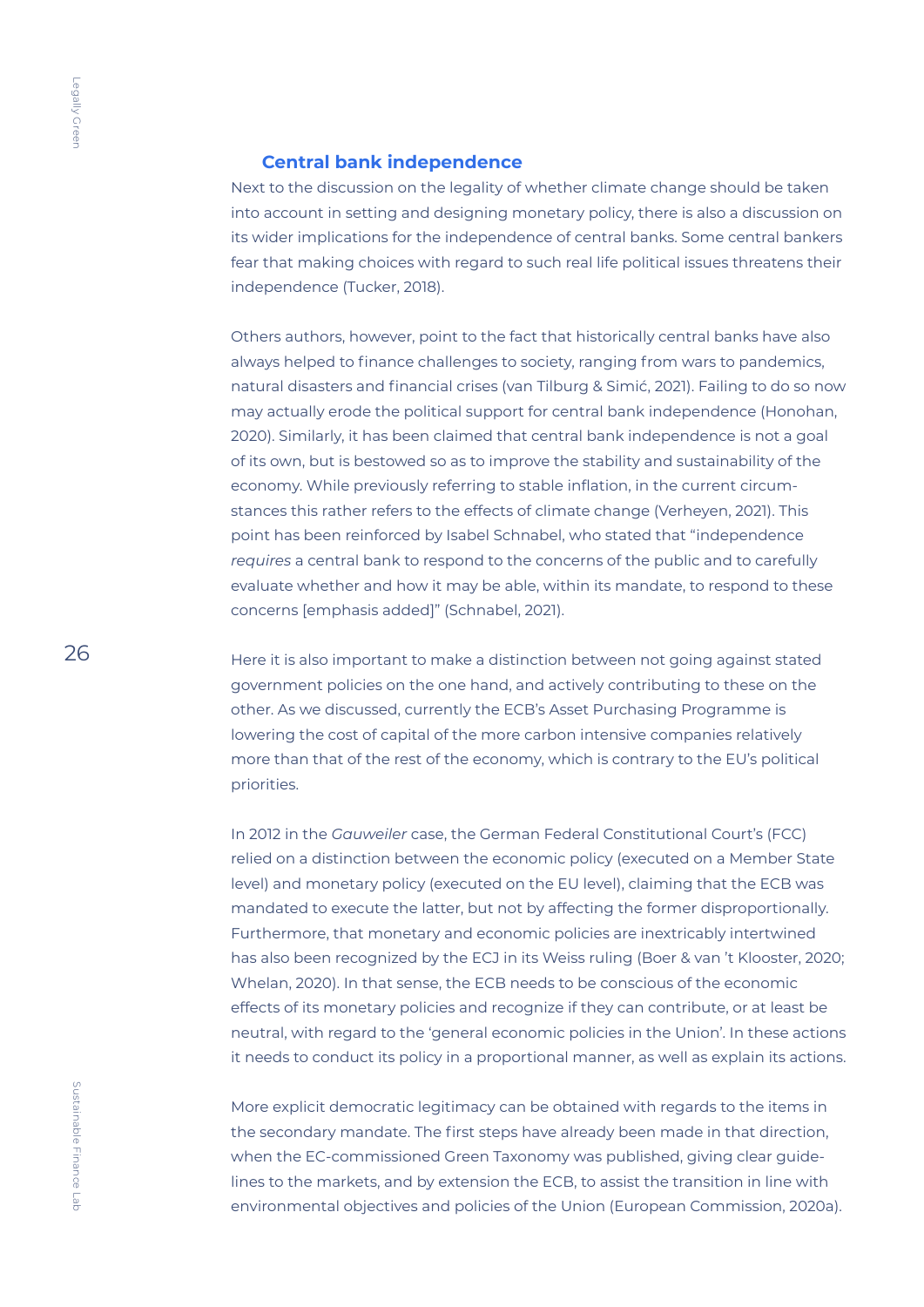## Central bank independence

Next to the discussion on the legality of whether climate change should be taken into account in setting and designing monetary policy, there is also a discussion on its wider implications for the independence of central banks. Some central bankers fear that making choices with regard to such real life political issues threatens their independence (Tucker, 2018).

Others authors, however, point to the fact that historically central banks have also always helped to finance challenges to society, ranging from wars to pandemics, natural disasters and financial crises (van Tilburg & Simić, 2021). Failing to do so now may actually erode the political support for central bank independence (Honohan, 2020). Similarly, it has been claimed that central bank independence is not a goal of its own, but is bestowed so as to improve the stability and sustainability of the economy. While previously referring to stable inflation, in the current circumstances this rather refers to the effects of climate change (Verheyen, 2021). This point has been reinforced by Isabel Schnabel, who stated that "independence *requires* a central bank to respond to the concerns of the public and to carefully evaluate whether and how it may be able, within its mandate, to respond to these concerns [emphasis added]" (Schnabel, 2021).

Here it is also important to make a distinction between not going against stated government policies on the one hand, and actively contributing to these on the other. As we discussed, currently the ECB's Asset Purchasing Programme is lowering the cost of capital of the more carbon intensive companies relatively more than that of the rest of the economy, which is contrary to the EU's political priorities.

In 2012 in the *Gauweiler* case, the German Federal Constitutional Court's (FCC) relied on a distinction between the economic policy (executed on a Member State level) and monetary policy (executed on the EU level), claiming that the ECB was mandated to execute the latter, but not by affecting the former disproportionally. Furthermore, that monetary and economic policies are inextricably intertwined has also been recognized by the ECJ in its Weiss ruling (Boer & van 't Klooster, 2020; Whelan, 2020). In that sense, the ECB needs to be conscious of the economic effects of its monetary policies and recognize if they can contribute, or at least be neutral, with regard to the 'general economic policies in the Union'. In these actions it needs to conduct its policy in a proportional manner, as well as explain its actions.

More explicit democratic legitimacy can be obtained with regards to the items in the secondary mandate. The first steps have already been made in that direction, when the EC-commissioned Green Taxonomy was published, giving clear guidelines to the markets, and by extension the ECB, to assist the transition in line with environmental objectives and policies of the Union (European Commission, 2020a).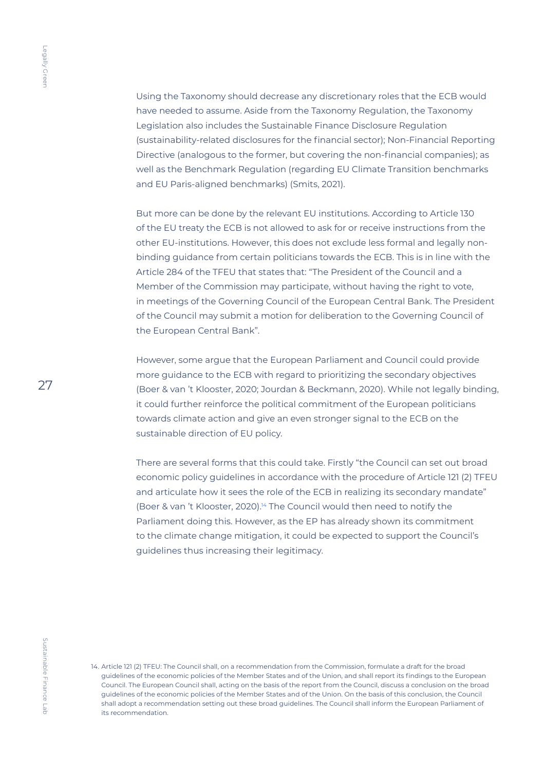Using the Taxonomy should decrease any discretionary roles that the ECB would have needed to assume. Aside from the Taxonomy Regulation, the Taxonomy Legislation also includes the Sustainable Finance Disclosure Regulation (sustainability-related disclosures for the financial sector); Non-Financial Reporting Directive (analogous to the former, but covering the non-financial companies); as well as the Benchmark Regulation (regarding EU Climate Transition benchmarks and EU Paris-aligned benchmarks) (Smits, 2021).

But more can be done by the relevant EU institutions. According to Article 130 of the EU treaty the ECB is not allowed to ask for or receive instructions from the other EU-institutions. However, this does not exclude less formal and legally non-binding guidance from certain politicians towards the ECB. This is in line with the Article 284 of the TFEU that states that: "The President of the Council and a Member of the Commission may participate, without having the right to vote, in meetings of the Governing Council of the European Central Bank. The President of the Council may submit a motion for deliberation to the Governing Council of the European Central Bank".

However, some argue that the European Parliament and Council could provide more guidance to the ECB with regard to prioritizing the secondary objectives (Boer & van 't Klooster, 2020; Jourdan & Beckmann, 2020). While not legally binding, it could further reinforce the political commitment of the European politicians towards climate action and give an even stronger signal to the ECB on the sustainable direction of EU policy.

There are several forms that this could take. Firstly "the Council can set out broad economic policy guidelines in accordance with the procedure of Article 121 (2) TFEU and articulate how it sees the role of the ECB in realizing its secondary mandate" (Boer & van 't Klooster, 2020).[14] The Council would then need to notify the Parliament doing this. However, as the EP has already shown its commitment to the climate change mitigation, it could be expected to support the Council's guidelines thus increasing their legitimacy.

14. Article 121 (2) TFEU: The Council shall, on a recommendation from the Commission, formulate a draft for the broad guidelines of the economic policies of the Member States and of the Union, and shall report its findings to the European Council. The European Council shall, acting on the basis of the report from the Council, discuss a conclusion on the broad guidelines of the economic policies of the Member States and of the Union. On the basis of this conclusion, the Council shall adopt a recommendation setting out these broad guidelines. The Council shall inform the European Parliament of its recommendation.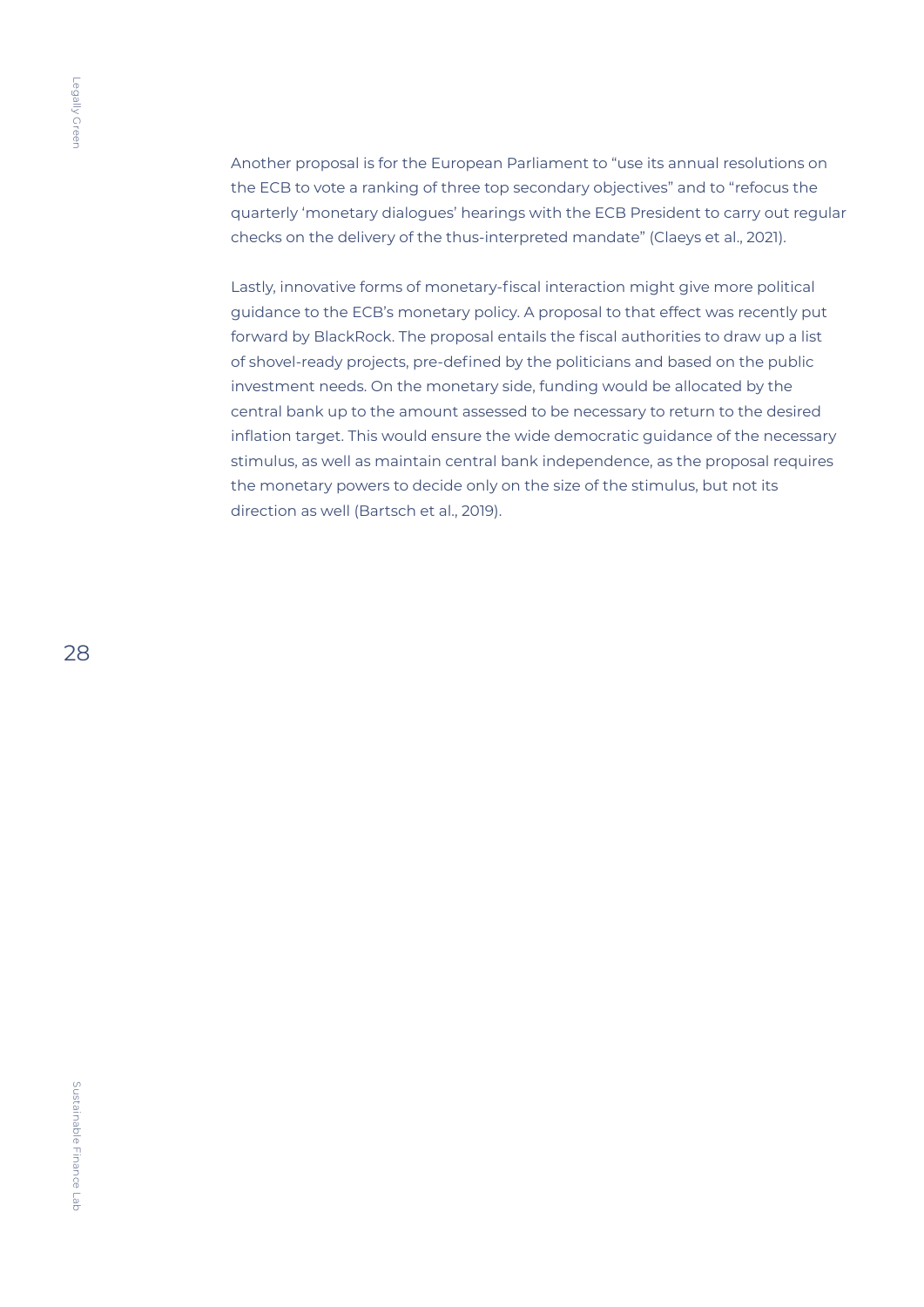Another proposal is for the European Parliament to "use its annual resolutions on the ECB to vote a ranking of three top secondary objectives" and to "refocus the quarterly 'monetary dialogues' hearings with the ECB President to carry out regular checks on the delivery of the thus-interpreted mandate" (Claeys et al., 2021).

Lastly, innovative forms of monetary-fiscal interaction might give more political guidance to the ECB's monetary policy. A proposal to that effect was recently put forward by BlackRock. The proposal entails the fiscal authorities to draw up a list of shovel-ready projects, pre-defined by the politicians and based on the public investment needs. On the monetary side, funding would be allocated by the central bank up to the amount assessed to be necessary to return to the desired inflation target. This would ensure the wide democratic guidance of the necessary stimulus, as well as maintain central bank independence, as the proposal requires the monetary powers to decide only on the size of the stimulus, but not its direction as well (Bartsch et al., 2019).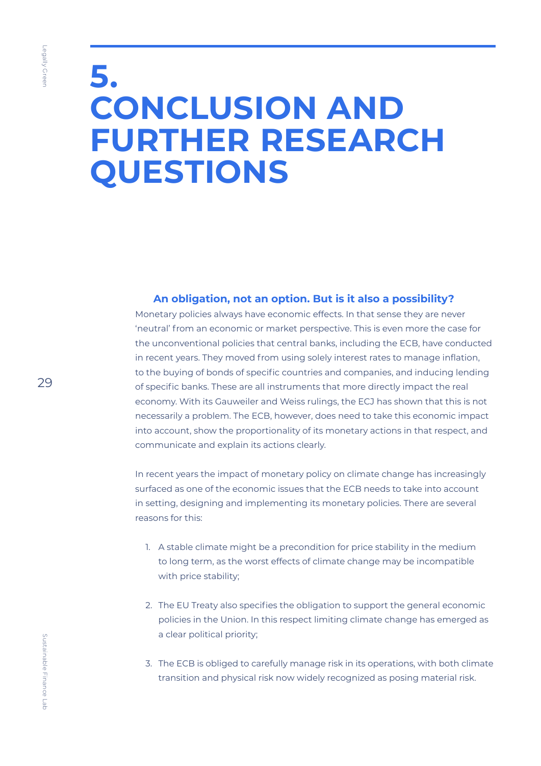# 5. CONCLUSION AND FURTHER RESEARCH QUESTIONS

### An obligation, not an option. But is it also a possibility?

Monetary policies always have economic effects. In that sense they are never 'neutral' from an economic or market perspective. This is even more the case for the unconventional policies that central banks, including the ECB, have conducted in recent years. They moved from using solely interest rates to manage inflation, to the buying of bonds of specific countries and companies, and inducing lending of specific banks. These are all instruments that more directly impact the real economy. With its Gauweiler and Weiss rulings, the ECJ has shown that this is not necessarily a problem. The ECB, however, does need to take this economic impact into account, show the proportionality of its monetary actions in that respect, and communicate and explain its actions clearly.

In recent years the impact of monetary policy on climate change has increasingly surfaced as one of the economic issues that the ECB needs to take into account in setting, designing and implementing its monetary policies. There are several reasons for this:

1. A stable climate might be a precondition for price stability in the medium to long term, as the worst effects of climate change may be incompatible with price stability;

2. The EU Treaty also specifies the obligation to support the general economic policies in the Union. In this respect limiting climate change has emerged as a clear political priority;

3. The ECB is obliged to carefully manage risk in its operations, with both climate transition and physical risk now widely recognized as posing material risk.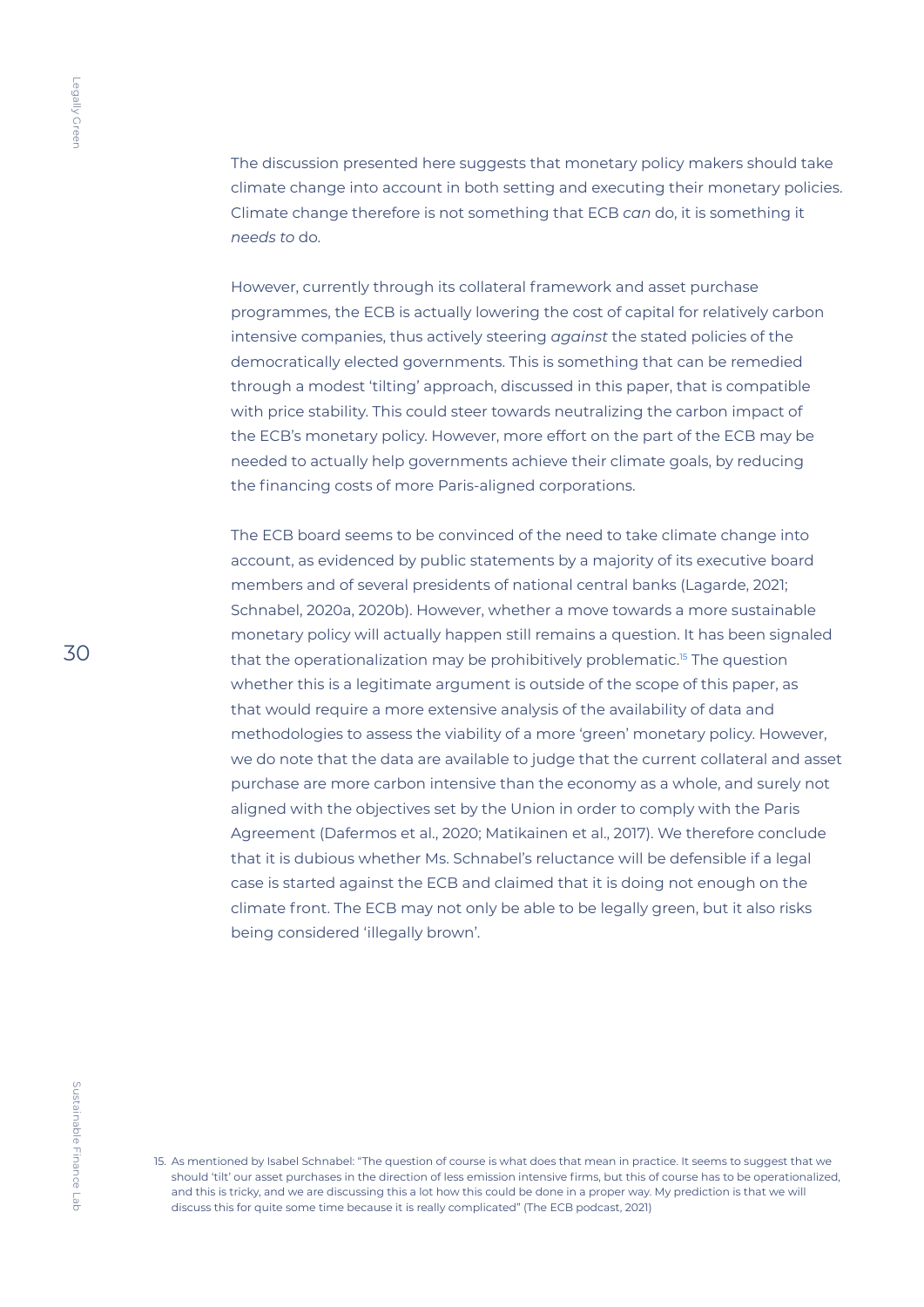The discussion presented here suggests that monetary policy makers should take climate change into account in both setting and executing their monetary policies. Climate change therefore is not something that ECB *can* do, it is something it *needs to* do.

However, currently through its collateral framework and asset purchase programmes, the ECB is actually lowering the cost of capital for relatively carbon intensive companies, thus actively steering *against* the stated policies of the democratically elected governments. This is something that can be remedied through a modest 'tilting' approach, discussed in this paper, that is compatible with price stability. This could steer towards neutralizing the carbon impact of the ECB's monetary policy. However, more effort on the part of the ECB may be needed to actually help governments achieve their climate goals, by reducing the financing costs of more Paris-aligned corporations.

The ECB board seems to be convinced of the need to take climate change into account, as evidenced by public statements by a majority of its executive board members and of several presidents of national central banks (Lagarde, 2021; Schnabel, 2020a, 2020b). However, whether a move towards a more sustainable monetary policy will actually happen still remains a question. It has been signaled that the operationalization may be prohibitively problematic.[15] The question whether this is a legitimate argument is outside of the scope of this paper, as that would require a more extensive analysis of the availability of data and methodologies to assess the viability of a more 'green' monetary policy. However, we do note that the data are available to judge that the current collateral and asset purchase are more carbon intensive than the economy as a whole, and surely not aligned with the objectives set by the Union in order to comply with the Paris Agreement (Dafermos et al., 2020; Matikainen et al., 2017). We therefore conclude that it is dubious whether Ms. Schnabel's reluctance will be defensible if a legal case is started against the ECB and claimed that it is doing not enough on the climate front. The ECB may not only be able to be legally green, but it also risks being considered 'illegally brown'.

15. As mentioned by Isabel Schnabel: "The question of course is what does that mean in practice. It seems to suggest that we should 'tilt' our asset purchases in the direction of less emission intensive firms, but this of course has to be operationalized, and this is tricky, and we are discussing this a lot how this could be done in a proper way. My prediction is that we will discuss this for quite some time because it is really complicated" (The ECB podcast, 2021)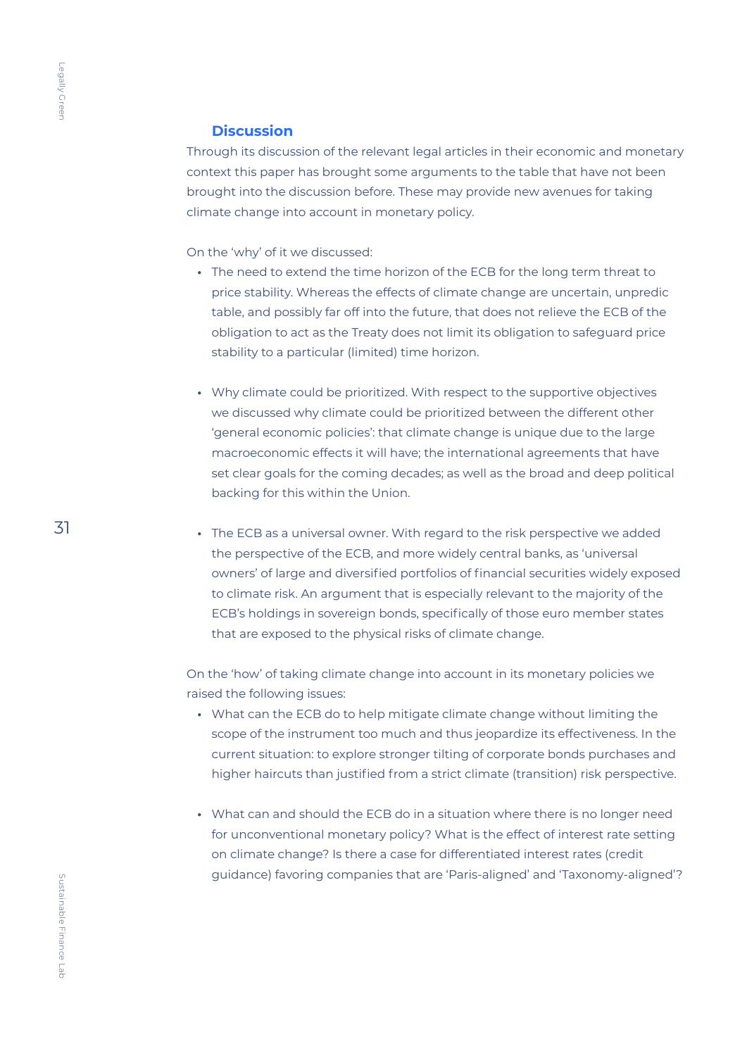## Discussion

Through its discussion of the relevant legal articles in their economic and monetary context this paper has brought some arguments to the table that have not been brought into the discussion before. These may provide new avenues for taking climate change into account in monetary policy.

On the 'why' of it we discussed:

- The need to extend the time horizon of the ECB for the long term threat to price stability. Whereas the effects of climate change are uncertain, unpredictable, and possibly far off into the future, that does not relieve the ECB of the obligation to act as the Treaty does not limit its obligation to safeguard price stability to a particular (limited) time horizon.

- Why climate could be prioritized. With respect to the supportive objectives we discussed why climate could be prioritized between the different other 'general economic policies': that climate change is unique due to the large macroeconomic effects it will have; the international agreements that have set clear goals for the coming decades; as well as the broad and deep political backing for this within the Union.

- The ECB as a universal owner. With regard to the risk perspective we added the perspective of the ECB, and more widely central banks, as 'universal owners' of large and diversified portfolios of financial securities widely exposed to climate risk. An argument that is especially relevant to the majority of the ECB's holdings in sovereign bonds, specifically of those euro member states that are exposed to the physical risks of climate change.

On the 'how' of taking climate change into account in its monetary policies we raised the following issues:

- What can the ECB do to help mitigate climate change without limiting the scope of the instrument too much and thus jeopardize its effectiveness. In the current situation: to explore stronger tilting of corporate bonds purchases and higher haircuts than justified from a strict climate (transition) risk perspective.

- What can and should the ECB do in a situation where there is no longer need for unconventional monetary policy? What is the effect of interest rate setting on climate change? Is there a case for differentiated interest rates (credit guidance) favoring companies that are 'Paris-aligned' and 'Taxonomy-aligned'?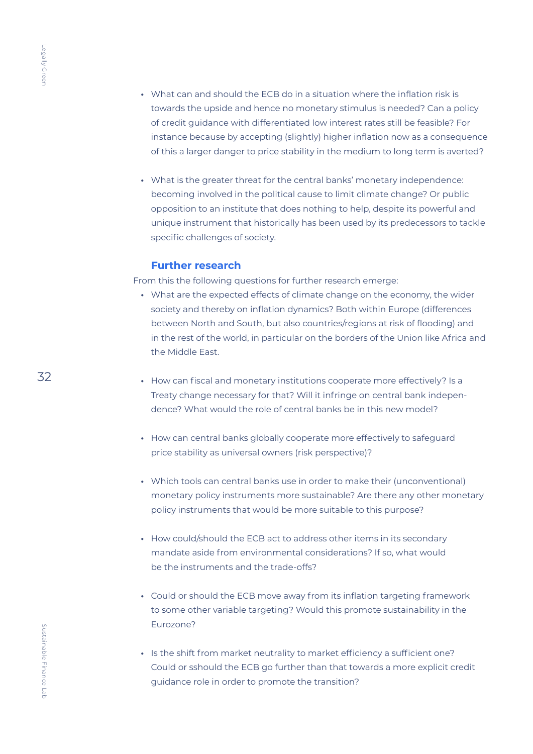- What can and should the ECB do in a situation where the inflation risk is towards the upside and hence no monetary stimulus is needed? Can a policy of credit guidance with differentiated low interest rates still be feasible? For instance because by accepting (slightly) higher inflation now as a consequence of this a larger danger to price stability in the medium to long term is averted?

- What is the greater threat for the central banks' monetary independence: becoming involved in the political cause to limit climate change? Or public opposition to an institute that does nothing to help, despite its powerful and unique instrument that historically has been used by its predecessors to tackle specific challenges of society.

## Further research

From this the following questions for further research emerge:

- What are the expected effects of climate change on the economy, the wider society and thereby on inflation dynamics? Both within Europe (differences between North and South, but also countries/regions at risk of flooding) and in the rest of the world, in particular on the borders of the Union like Africa and the Middle East.

- How can fiscal and monetary institutions cooperate more effectively? Is a Treaty change necessary for that? Will it infringe on central bank independence? What would the role of central banks be in this new model?

- How can central banks globally cooperate more effectively to safeguard price stability as universal owners (risk perspective)?

- Which tools can central banks use in order to make their (unconventional) monetary policy instruments more sustainable? Are there any other monetary policy instruments that would be more suitable to this purpose?

- How could/should the ECB act to address other items in its secondary mandate aside from environmental considerations? If so, what would be the instruments and the trade-offs?

- Could or should the ECB move away from its inflation targeting framework to some other variable targeting? Would this promote sustainability in the Eurozone?

- Is the shift from market neutrality to market efficiency a sufficient one? Could or sshould the ECB go further than that towards a more explicit credit guidance role in order to promote the transition?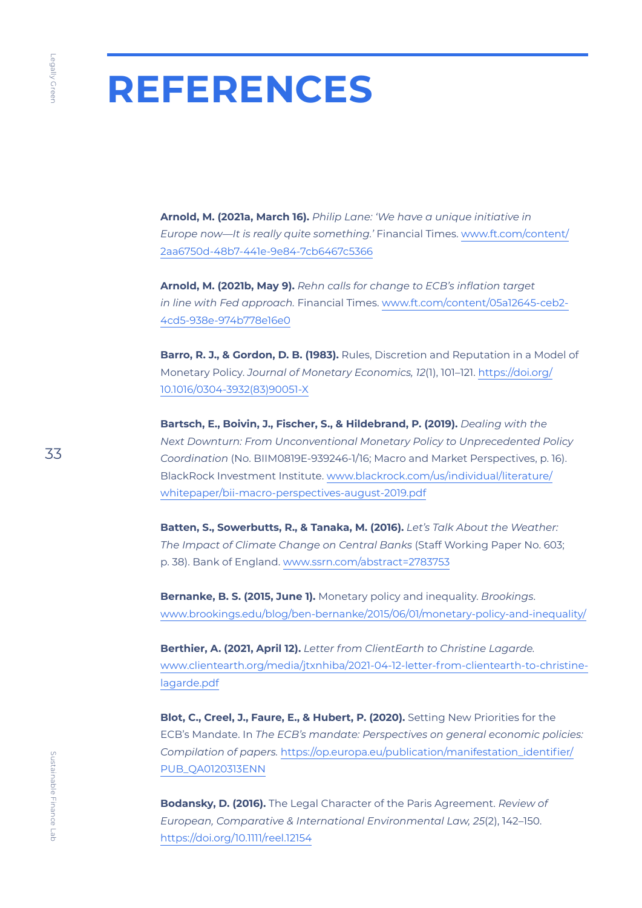# REFERENCES

**Arnold, M. (2021a, March 16).** *Philip Lane: 'We have a unique initiative in Europe now—It is really quite something.'* Financial Times. www.ft.com/content/2aa6750d-48b7-441e-9e84-7cb6467c5366

**Arnold, M. (2021b, May 9).** *Rehn calls for change to ECB's inflation target in line with Fed approach.* Financial Times. www.ft.com/content/05a12645-ceb2-4cd5-938e-974b778e16e0

**Barro, R. J., & Gordon, D. B. (1983).** Rules, Discretion and Reputation in a Model of Monetary Policy. *Journal of Monetary Economics, 12*(1), 101–121. https://doi.org/10.1016/0304-3932(83)90051-X

**Bartsch, E., Boivin, J., Fischer, S., & Hildebrand, P. (2019).** *Dealing with the Next Downturn: From Unconventional Monetary Policy to Unprecedented Policy Coordination* (No. BIIM0819E-939246-1/16; Macro and Market Perspectives, p. 16). BlackRock Investment Institute. www.blackrock.com/us/individual/literature/whitepaper/bii-macro-perspectives-august-2019.pdf

**Batten, S., Sowerbutts, R., & Tanaka, M. (2016).** *Let's Talk About the Weather: The Impact of Climate Change on Central Banks* (Staff Working Paper No. 603; p. 38). Bank of England. www.ssrn.com/abstract=2783753

**Bernanke, B. S. (2015, June 1).** Monetary policy and inequality. *Brookings*. www.brookings.edu/blog/ben-bernanke/2015/06/01/monetary-policy-and-inequality/

**Berthier, A. (2021, April 12).** *Letter from ClientEarth to Christine Lagarde.* www.clientearth.org/media/jtxnhiba/2021-04-12-letter-from-clientearth-to-christine-lagarde.pdf

**Blot, C., Creel, J., Faure, E., & Hubert, P. (2020).** Setting New Priorities for the ECB's Mandate. In *The ECB's mandate: Perspectives on general economic policies: Compilation of papers.* https://op.europa.eu/publication/manifestation_identifier/PUB_QA0120313ENN

**Bodansky, D. (2016).** The Legal Character of the Paris Agreement. *Review of European, Comparative & International Environmental Law, 25*(2), 142–150. https://doi.org/10.1111/reel.12154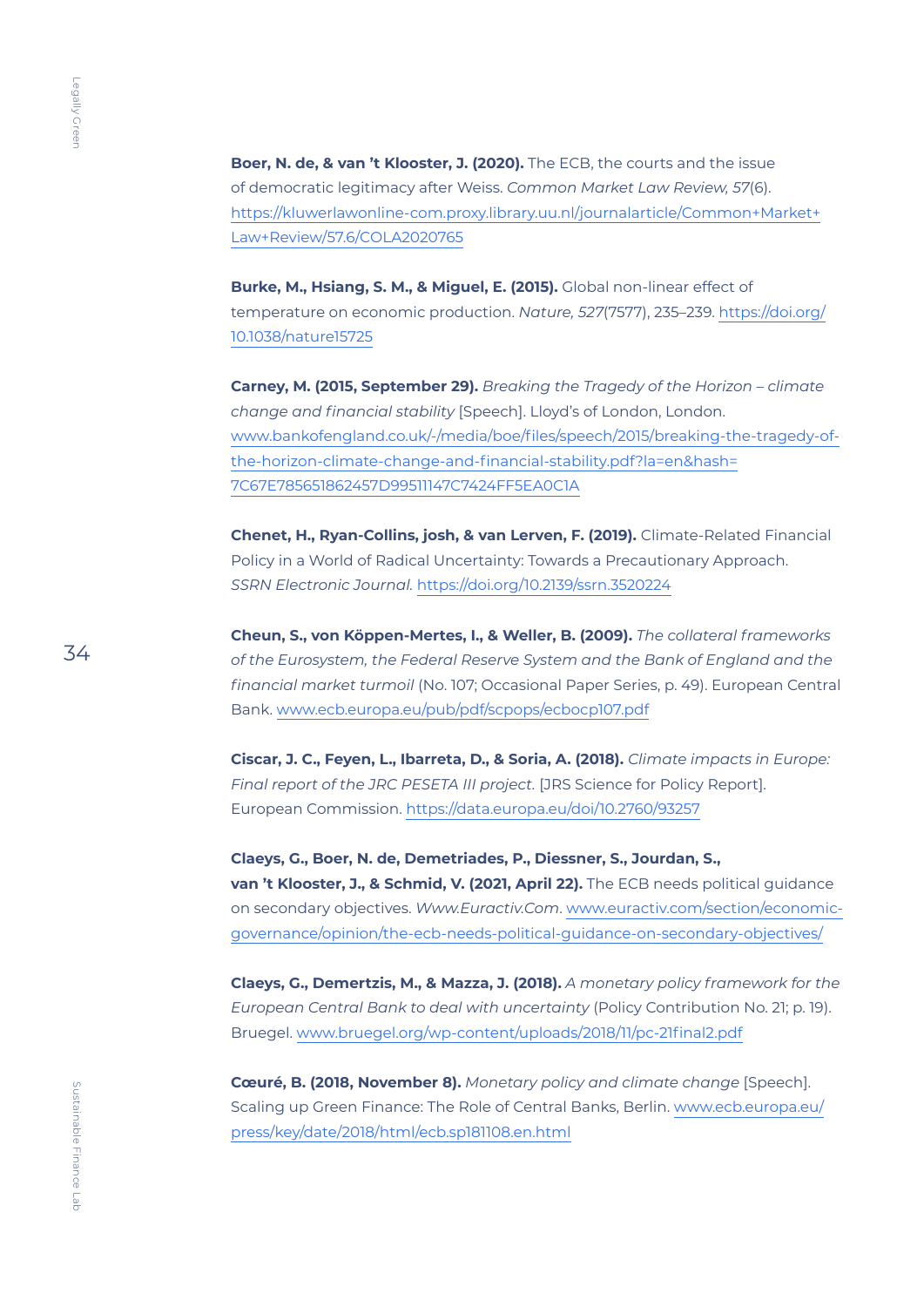**Boer, N. de, & van 't Klooster, J. (2020).** The ECB, the courts and the issue of democratic legitimacy after Weiss. *Common Market Law Review, 57*(6). https://kluwerlawonline-com.proxy.library.uu.nl/journalarticle/Common+Market+Law+Review/57.6/COLA2020765

**Burke, M., Hsiang, S. M., & Miguel, E. (2015).** Global non-linear effect of temperature on economic production. *Nature, 527*(7577), 235–239. https://doi.org/10.1038/nature15725

**Carney, M. (2015, September 29).** *Breaking the Tragedy of the Horizon – climate change and financial stability* [Speech]. Lloyd's of London, London. www.bankofengland.co.uk/-/media/boe/files/speech/2015/breaking-the-tragedy-of-the-horizon-climate-change-and-financial-stability.pdf?la=en&hash=7C67E785651862457D99511147C7424FF5EA0C1A

**Chenet, H., Ryan-Collins, josh, & van Lerven, F. (2019).** Climate-Related Financial Policy in a World of Radical Uncertainty: Towards a Precautionary Approach. *SSRN Electronic Journal.* https://doi.org/10.2139/ssrn.3520224

**Cheun, S., von Köppen-Mertes, I., & Weller, B. (2009).** *The collateral frameworks of the Eurosystem, the Federal Reserve System and the Bank of England and the financial market turmoil* (No. 107; Occasional Paper Series, p. 49). European Central Bank. www.ecb.europa.eu/pub/pdf/scpops/ecbocp107.pdf

**Ciscar, J. C., Feyen, L., Ibarreta, D., & Soria, A. (2018).** *Climate impacts in Europe: Final report of the JRC PESETA III project.* [JRS Science for Policy Report]. European Commission. https://data.europa.eu/doi/10.2760/93257

**Claeys, G., Boer, N. de, Demetriades, P., Diessner, S., Jourdan, S., van 't Klooster, J., & Schmid, V. (2021, April 22).** The ECB needs political guidance on secondary objectives. *Www.Euractiv.Com*. www.euractiv.com/section/economic-governance/opinion/the-ecb-needs-political-guidance-on-secondary-objectives/

**Claeys, G., Demertzis, M., & Mazza, J. (2018).** *A monetary policy framework for the European Central Bank to deal with uncertainty* (Policy Contribution No. 21; p. 19). Bruegel. www.bruegel.org/wp-content/uploads/2018/11/pc-21final2.pdf

**Cœuré, B. (2018, November 8).** *Monetary policy and climate change* [Speech]. Scaling up Green Finance: The Role of Central Banks, Berlin. www.ecb.europa.eu/press/key/date/2018/html/ecb.sp181108.en.html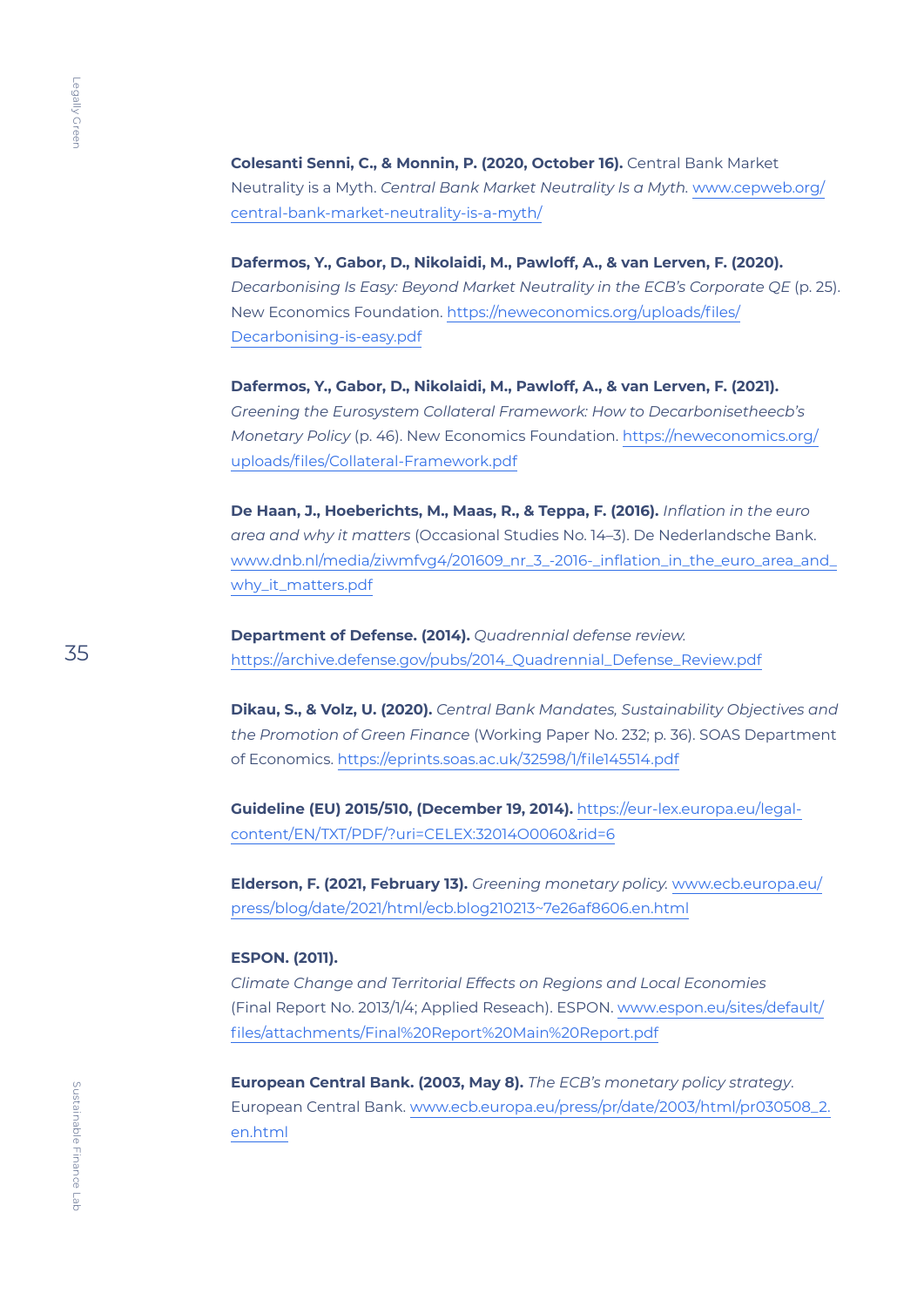**Colesanti Senni, C., & Monnin, P. (2020, October 16).** Central Bank Market Neutrality is a Myth. *Central Bank Market Neutrality Is a Myth.* www.cepweb.org/central-bank-market-neutrality-is-a-myth/

**Dafermos, Y., Gabor, D., Nikolaidi, M., Pawloff, A., & van Lerven, F. (2020).** *Decarbonising Is Easy: Beyond Market Neutrality in the ECB's Corporate QE* (p. 25). New Economics Foundation. https://neweconomics.org/uploads/files/Decarbonising-is-easy.pdf

**Dafermos, Y., Gabor, D., Nikolaidi, M., Pawloff, A., & van Lerven, F. (2021).** *Greening the Eurosystem Collateral Framework: How to Decarbonisetheecb's Monetary Policy* (p. 46). New Economics Foundation. https://neweconomics.org/uploads/files/Collateral-Framework.pdf

**De Haan, J., Hoeberichts, M., Maas, R., & Teppa, F. (2016).** *Inflation in the euro area and why it matters* (Occasional Studies No. 14–3). De Nederlandsche Bank. www.dnb.nl/media/ziwmfvg4/201609_nr_3_-2016-_inflation_in_the_euro_area_and_why_it_matters.pdf

**Department of Defense. (2014).** *Quadrennial defense review.* https://archive.defense.gov/pubs/2014_Quadrennial_Defense_Review.pdf

**Dikau, S., & Volz, U. (2020).** *Central Bank Mandates, Sustainability Objectives and the Promotion of Green Finance* (Working Paper No. 232; p. 36). SOAS Department of Economics. https://eprints.soas.ac.uk/32598/1/file145514.pdf

**Guideline (EU) 2015/510, (December 19, 2014).** https://eur-lex.europa.eu/legal-content/EN/TXT/PDF/?uri=CELEX:32014O0060&rid=6

**Elderson, F. (2021, February 13).** *Greening monetary policy.* www.ecb.europa.eu/press/blog/date/2021/html/ecb.blog210213~7e26af8606.en.html

**ESPON. (2011).**
*Climate Change and Territorial Effects on Regions and Local Economies* (Final Report No. 2013/1/4; Applied Reseach). ESPON. www.espon.eu/sites/default/files/attachments/Final%20Report%20Main%20Report.pdf

**European Central Bank. (2003, May 8).** *The ECB's monetary policy strategy.* European Central Bank. www.ecb.europa.eu/press/pr/date/2003/html/pr030508_2.en.html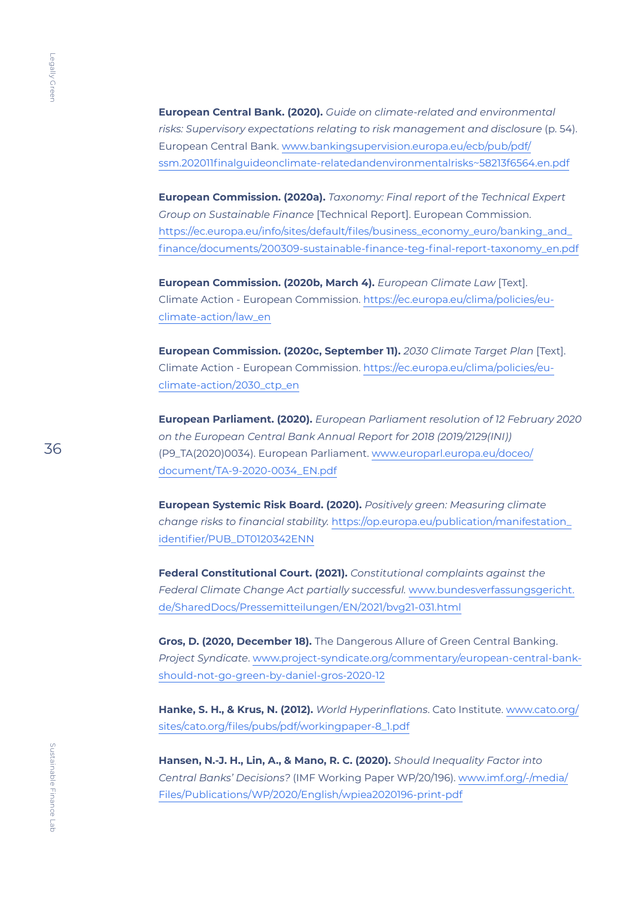**European Central Bank. (2020).** *Guide on climate-related and environmental risks: Supervisory expectations relating to risk management and disclosure* (p. 54). European Central Bank. www.bankingsupervision.europa.eu/ecb/pub/pdf/ssm.202011finalguideonclimate-relatedandenvironmentalrisks~58213f6564.en.pdf

**European Commission. (2020a).** *Taxonomy: Final report of the Technical Expert Group on Sustainable Finance* [Technical Report]. European Commission. https://ec.europa.eu/info/sites/default/files/business_economy_euro/banking_and_finance/documents/200309-sustainable-finance-teg-final-report-taxonomy_en.pdf

**European Commission. (2020b, March 4).** *European Climate Law* [Text]. Climate Action - European Commission. https://ec.europa.eu/clima/policies/eu-climate-action/law_en

**European Commission. (2020c, September 11).** *2030 Climate Target Plan* [Text]. Climate Action - European Commission. https://ec.europa.eu/clima/policies/eu-climate-action/2030_ctp_en

**European Parliament. (2020).** *European Parliament resolution of 12 February 2020 on the European Central Bank Annual Report for 2018 (2019/2129(INI))* (P9_TA(2020)0034). European Parliament. www.europarl.europa.eu/doceo/document/TA-9-2020-0034_EN.pdf

**European Systemic Risk Board. (2020).** *Positively green: Measuring climate change risks to financial stability.* https://op.europa.eu/publication/manifestation_identifier/PUB_DT0120342ENN

**Federal Constitutional Court. (2021).** *Constitutional complaints against the Federal Climate Change Act partially successful.* www.bundesverfassungsgericht.de/SharedDocs/Pressemitteilungen/EN/2021/bvg21-031.html

**Gros, D. (2020, December 18).** The Dangerous Allure of Green Central Banking. *Project Syndicate*. www.project-syndicate.org/commentary/european-central-bank-should-not-go-green-by-daniel-gros-2020-12

**Hanke, S. H., & Krus, N. (2012).** *World Hyperinflations*. Cato Institute. www.cato.org/sites/cato.org/files/pubs/pdf/workingpaper-8_1.pdf

**Hansen, N.-J. H., Lin, A., & Mano, R. C. (2020).** *Should Inequality Factor into Central Banks' Decisions?* (IMF Working Paper WP/20/196). www.imf.org/-/media/Files/Publications/WP/2020/English/wpiea2020196-print-pdf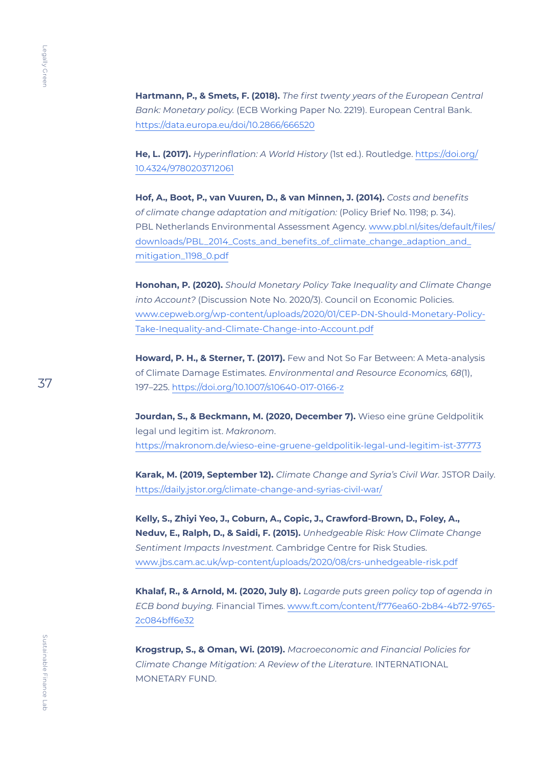**Hartmann, P., & Smets, F. (2018).** *The first twenty years of the European Central Bank: Monetary policy.* (ECB Working Paper No. 2219). European Central Bank. https://data.europa.eu/doi/10.2866/666520

**He, L. (2017).** *Hyperinflation: A World History* (1st ed.). Routledge. https://doi.org/10.4324/9780203712061

**Hof, A., Boot, P., van Vuuren, D., & van Minnen, J. (2014).** *Costs and benefits of climate change adaptation and mitigation:* (Policy Brief No. 1198; p. 34). PBL Netherlands Environmental Assessment Agency. www.pbl.nl/sites/default/files/downloads/PBL_2014_Costs_and_benefits_of_climate_change_adaption_and_mitigation_1198_0.pdf

**Honohan, P. (2020).** *Should Monetary Policy Take Inequality and Climate Change into Account?* (Discussion Note No. 2020/3). Council on Economic Policies. www.cepweb.org/wp-content/uploads/2020/01/CEP-DN-Should-Monetary-Policy-Take-Inequality-and-Climate-Change-into-Account.pdf

**Howard, P. H., & Sterner, T. (2017).** Few and Not So Far Between: A Meta-analysis of Climate Damage Estimates. *Environmental and Resource Economics, 68*(1), 197–225. https://doi.org/10.1007/s10640-017-0166-z

**Jourdan, S., & Beckmann, M. (2020, December 7).** Wieso eine grüne Geldpolitik legal und legitim ist. *Makronom*. https://makronom.de/wieso-eine-gruene-geldpolitik-legal-und-legitim-ist-37773

**Karak, M. (2019, September 12).** *Climate Change and Syria's Civil War.* JSTOR Daily. https://daily.jstor.org/climate-change-and-syrias-civil-war/

**Kelly, S., Zhiyi Yeo, J., Coburn, A., Copic, J., Crawford-Brown, D., Foley, A., Neduv, E., Ralph, D., & Saidi, F. (2015).** *Unhedgeable Risk: How Climate Change Sentiment Impacts Investment.* Cambridge Centre for Risk Studies. www.jbs.cam.ac.uk/wp-content/uploads/2020/08/crs-unhedgeable-risk.pdf

**Khalaf, R., & Arnold, M. (2020, July 8).** *Lagarde puts green policy top of agenda in ECB bond buying.* Financial Times. www.ft.com/content/f776ea60-2b84-4b72-9765-2c084bff6e32

**Krogstrup, S., & Oman, Wi. (2019).** *Macroeconomic and Financial Policies for Climate Change Mitigation: A Review of the Literature.* INTERNATIONAL MONETARY FUND.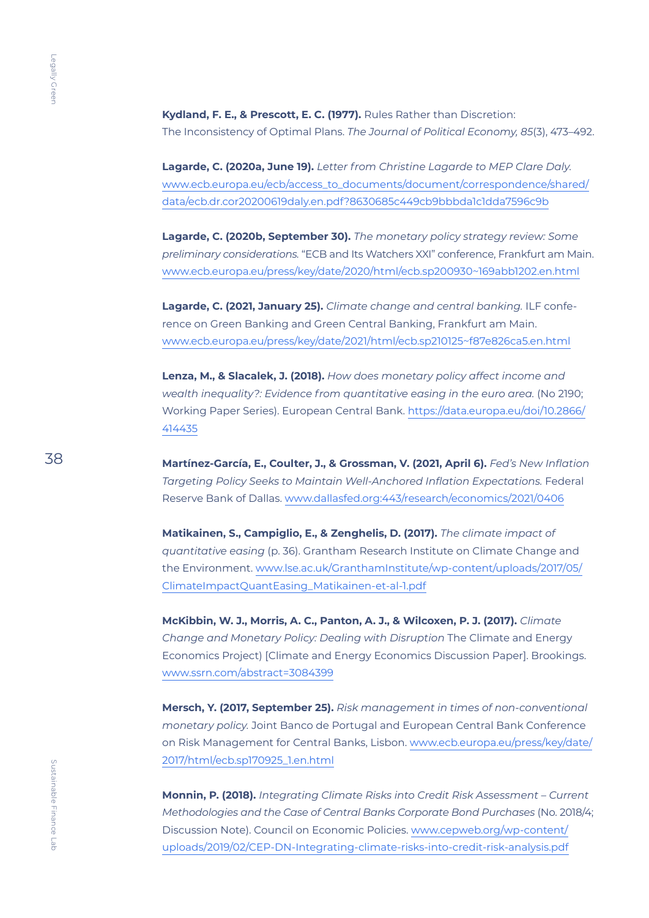**Kydland, F. E., & Prescott, E. C. (1977).** Rules Rather than Discretion: The Inconsistency of Optimal Plans. *The Journal of Political Economy, 85*(3), 473–492.

**Lagarde, C. (2020a, June 19).** *Letter from Christine Lagarde to MEP Clare Daly.* www.ecb.europa.eu/ecb/access_to_documents/document/correspondence/shared/data/ecb.dr.cor20200619daly.en.pdf?8630685c449cb9bbbda1c1dda7596c9b

**Lagarde, C. (2020b, September 30).** *The monetary policy strategy review: Some preliminary considerations.* "ECB and Its Watchers XXI" conference, Frankfurt am Main. www.ecb.europa.eu/press/key/date/2020/html/ecb.sp200930~169abb1202.en.html

**Lagarde, C. (2021, January 25).** *Climate change and central banking.* ILF conference on Green Banking and Green Central Banking, Frankfurt am Main. www.ecb.europa.eu/press/key/date/2021/html/ecb.sp210125~f87e826ca5.en.html

**Lenza, M., & Slacalek, J. (2018).** *How does monetary policy affect income and wealth inequality?: Evidence from quantitative easing in the euro area.* (No 2190; Working Paper Series). European Central Bank. https://data.europa.eu/doi/10.2866/414435

**Martínez-García, E., Coulter, J., & Grossman, V. (2021, April 6).** *Fed's New Inflation Targeting Policy Seeks to Maintain Well-Anchored Inflation Expectations.* Federal Reserve Bank of Dallas. www.dallasfed.org:443/research/economics/2021/0406

**Matikainen, S., Campiglio, E., & Zenghelis, D. (2017).** *The climate impact of quantitative easing* (p. 36). Grantham Research Institute on Climate Change and the Environment. www.lse.ac.uk/GranthamInstitute/wp-content/uploads/2017/05/ClimateImpactQuantEasing_Matikainen-et-al-1.pdf

**McKibbin, W. J., Morris, A. C., Panton, A. J., & Wilcoxen, P. J. (2017).** *Climate Change and Monetary Policy: Dealing with Disruption* The Climate and Energy Economics Project) [Climate and Energy Economics Discussion Paper]. Brookings. www.ssrn.com/abstract=3084399

**Mersch, Y. (2017, September 25).** *Risk management in times of non-conventional monetary policy.* Joint Banco de Portugal and European Central Bank Conference on Risk Management for Central Banks, Lisbon. www.ecb.europa.eu/press/key/date/2017/html/ecb.sp170925_1.en.html

**Monnin, P. (2018).** *Integrating Climate Risks into Credit Risk Assessment – Current Methodologies and the Case of Central Banks Corporate Bond Purchases* (No. 2018/4; Discussion Note). Council on Economic Policies. www.cepweb.org/wp-content/uploads/2019/02/CEP-DN-Integrating-climate-risks-into-credit-risk-analysis.pdf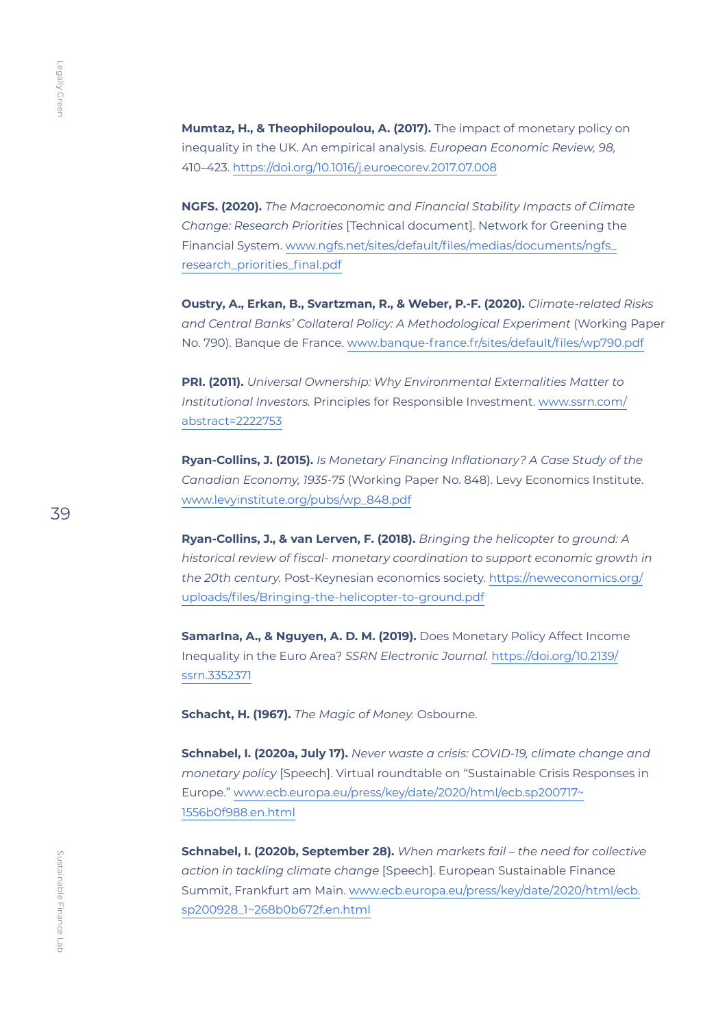**Mumtaz, H., & Theophilopoulou, A. (2017).** The impact of monetary policy on inequality in the UK. An empirical analysis. *European Economic Review, 98,* 410–423. https://doi.org/10.1016/j.euroecorev.2017.07.008

**NGFS. (2020).** *The Macroeconomic and Financial Stability Impacts of Climate Change: Research Priorities* [Technical document]. Network for Greening the Financial System. www.ngfs.net/sites/default/files/medias/documents/ngfs_research_priorities_final.pdf

**Oustry, A., Erkan, B., Svartzman, R., & Weber, P.-F. (2020).** *Climate-related Risks and Central Banks' Collateral Policy: A Methodological Experiment* (Working Paper No. 790). Banque de France. www.banque-france.fr/sites/default/files/wp790.pdf

**PRI. (2011).** *Universal Ownership: Why Environmental Externalities Matter to Institutional Investors.* Principles for Responsible Investment. www.ssrn.com/abstract=2222753

**Ryan-Collins, J. (2015).** *Is Monetary Financing Inflationary? A Case Study of the Canadian Economy, 1935-75* (Working Paper No. 848). Levy Economics Institute. www.levyinstitute.org/pubs/wp_848.pdf

**Ryan-Collins, J., & van Lerven, F. (2018).** *Bringing the helicopter to ground: A historical review of fiscal- monetary coordination to support economic growth in the 20th century.* Post-Keynesian economics society. https://neweconomics.org/uploads/files/Bringing-the-helicopter-to-ground.pdf

**SamarIna, A., & Nguyen, A. D. M. (2019).** Does Monetary Policy Affect Income Inequality in the Euro Area? *SSRN Electronic Journal.* https://doi.org/10.2139/ssrn.3352371

**Schacht, H. (1967).** *The Magic of Money.* Osbourne.

**Schnabel, I. (2020a, July 17).** *Never waste a crisis: COVID-19, climate change and monetary policy* [Speech]. Virtual roundtable on "Sustainable Crisis Responses in Europe." www.ecb.europa.eu/press/key/date/2020/html/ecb.sp200717~1556b0f988.en.html

**Schnabel, I. (2020b, September 28).** *When markets fail – the need for collective action in tackling climate change* [Speech]. European Sustainable Finance Summit, Frankfurt am Main. www.ecb.europa.eu/press/key/date/2020/html/ecb.sp200928_1~268b0b672f.en.html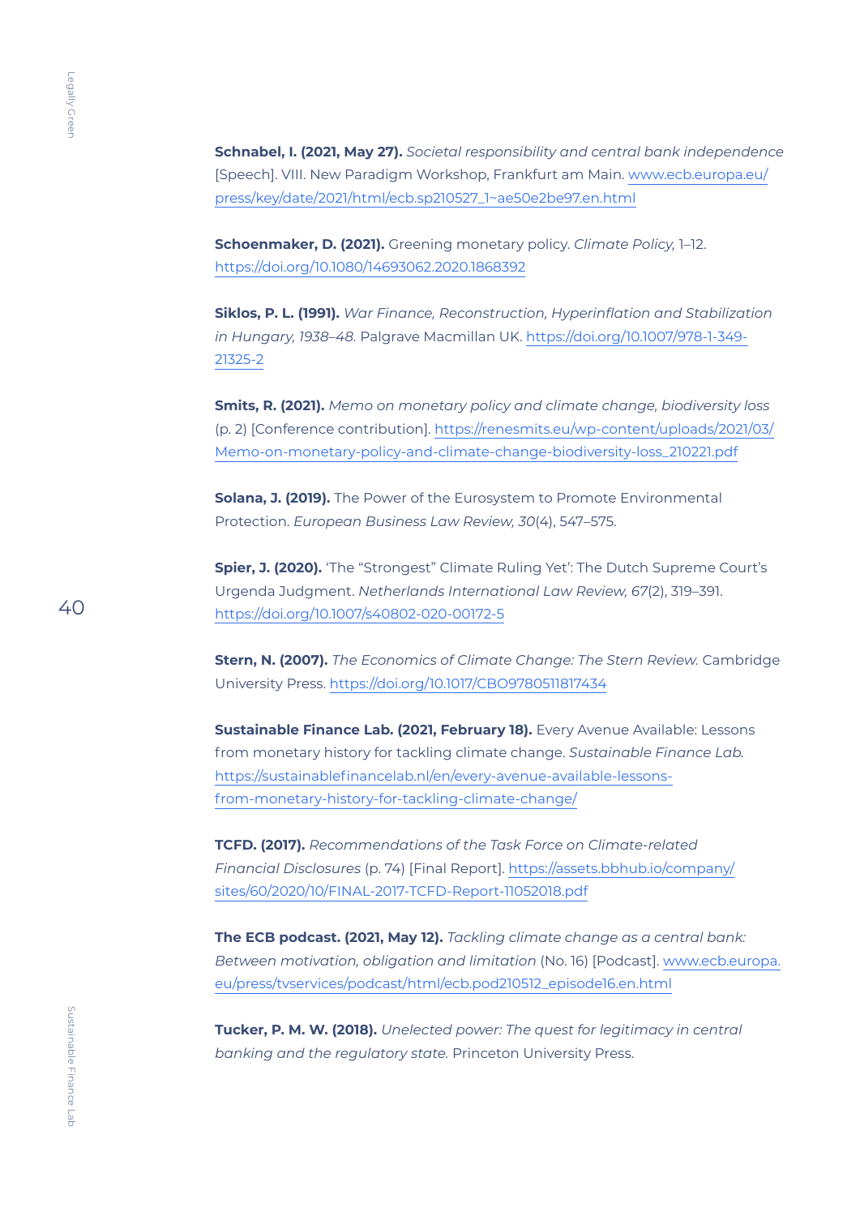**Schnabel, I. (2021, May 27).** *Societal responsibility and central bank independence* [Speech]. VIII. New Paradigm Workshop, Frankfurt am Main. www.ecb.europa.eu/press/key/date/2021/html/ecb.sp210527_1~ae50e2be97.en.html

**Schoenmaker, D. (2021).** Greening monetary policy. *Climate Policy*, 1–12. https://doi.org/10.1080/14693062.2020.1868392

**Siklos, P. L. (1991).** *War Finance, Reconstruction, Hyperinflation and Stabilization in Hungary, 1938–48.* Palgrave Macmillan UK. https://doi.org/10.1007/978-1-349-21325-2

**Smits, R. (2021).** *Memo on monetary policy and climate change, biodiversity loss* (p. 2) [Conference contribution]. https://renesmits.eu/wp-content/uploads/2021/03/Memo-on-monetary-policy-and-climate-change-biodiversity-loss_210221.pdf

**Solana, J. (2019).** The Power of the Eurosystem to Promote Environmental Protection. *European Business Law Review, 30*(4), 547–575.

**Spier, J. (2020).** 'The "Strongest" Climate Ruling Yet': The Dutch Supreme Court's Urgenda Judgment. *Netherlands International Law Review, 67*(2), 319–391. https://doi.org/10.1007/s40802-020-00172-5

**Stern, N. (2007).** *The Economics of Climate Change: The Stern Review.* Cambridge University Press. https://doi.org/10.1017/CBO9780511817434

**Sustainable Finance Lab. (2021, February 18).** Every Avenue Available: Lessons from monetary history for tackling climate change. *Sustainable Finance Lab.* https://sustainablefinancelab.nl/en/every-avenue-available-lessons-from-monetary-history-for-tackling-climate-change/

**TCFD. (2017).** *Recommendations of the Task Force on Climate-related Financial Disclosures* (p. 74) [Final Report]. https://assets.bbhub.io/company/sites/60/2020/10/FINAL-2017-TCFD-Report-11052018.pdf

**The ECB podcast. (2021, May 12).** *Tackling climate change as a central bank: Between motivation, obligation and limitation* (No. 16) [Podcast]. www.ecb.europa.eu/press/tvservices/podcast/html/ecb.pod210512_episode16.en.html

**Tucker, P. M. W. (2018).** *Unelected power: The quest for legitimacy in central banking and the regulatory state.* Princeton University Press.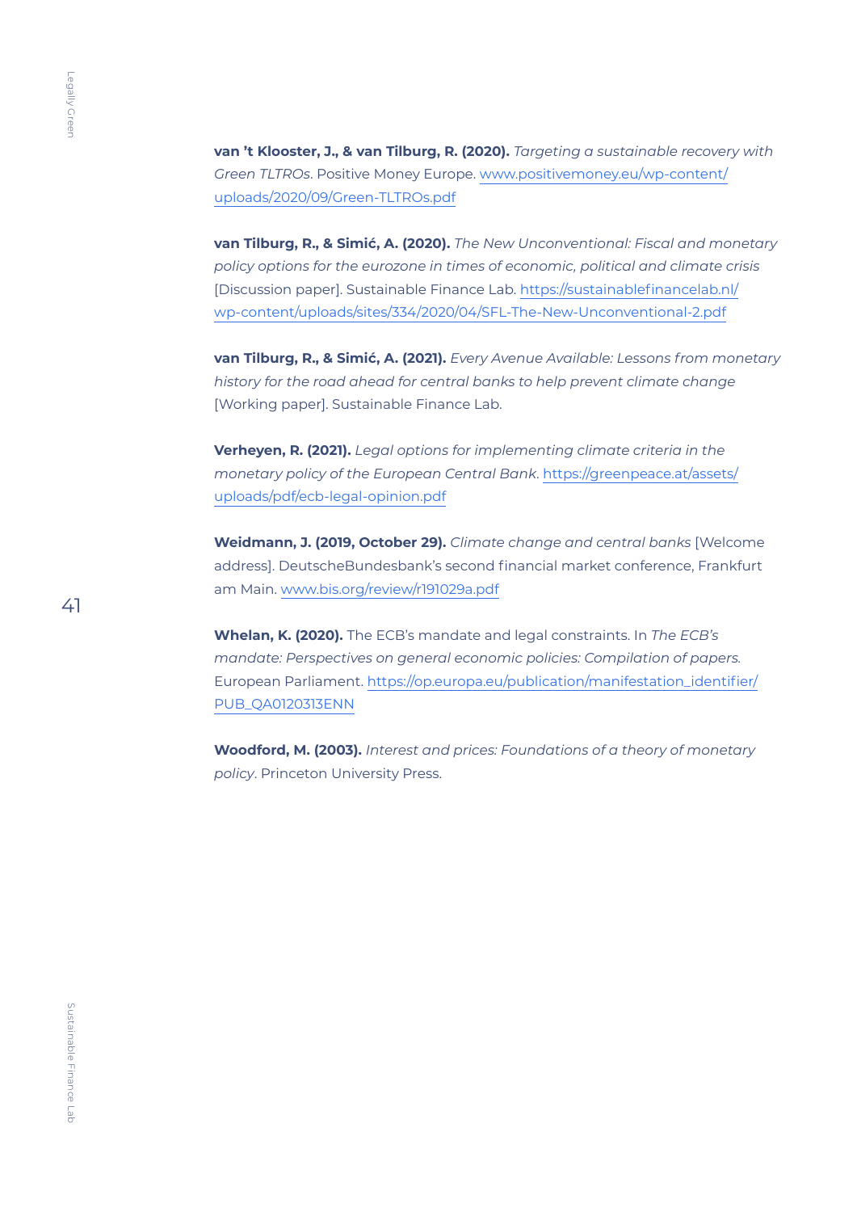**van 't Klooster, J., & van Tilburg, R. (2020).** *Targeting a sustainable recovery with Green TLTROs*. Positive Money Europe. www.positivemoney.eu/wp-content/uploads/2020/09/Green-TLTROs.pdf

**van Tilburg, R., & Simić, A. (2020).** *The New Unconventional: Fiscal and monetary policy options for the eurozone in times of economic, political and climate crisis* [Discussion paper]. Sustainable Finance Lab. https://sustainablefinancelab.nl/wp-content/uploads/sites/334/2020/04/SFL-The-New-Unconventional-2.pdf

**van Tilburg, R., & Simić, A. (2021).** *Every Avenue Available: Lessons from monetary history for the road ahead for central banks to help prevent climate change* [Working paper]. Sustainable Finance Lab.

**Verheyen, R. (2021).** *Legal options for implementing climate criteria in the monetary policy of the European Central Bank*. https://greenpeace.at/assets/uploads/pdf/ecb-legal-opinion.pdf

**Weidmann, J. (2019, October 29).** *Climate change and central banks* [Welcome address]. DeutscheBundesbank's second financial market conference, Frankfurt am Main. www.bis.org/review/r191029a.pdf

**Whelan, K. (2020).** The ECB's mandate and legal constraints. In *The ECB's mandate: Perspectives on general economic policies: Compilation of papers.* European Parliament. https://op.europa.eu/publication/manifestation_identifier/PUB_QA0120313ENN

**Woodford, M. (2003).** *Interest and prices: Foundations of a theory of monetary policy*. Princeton University Press.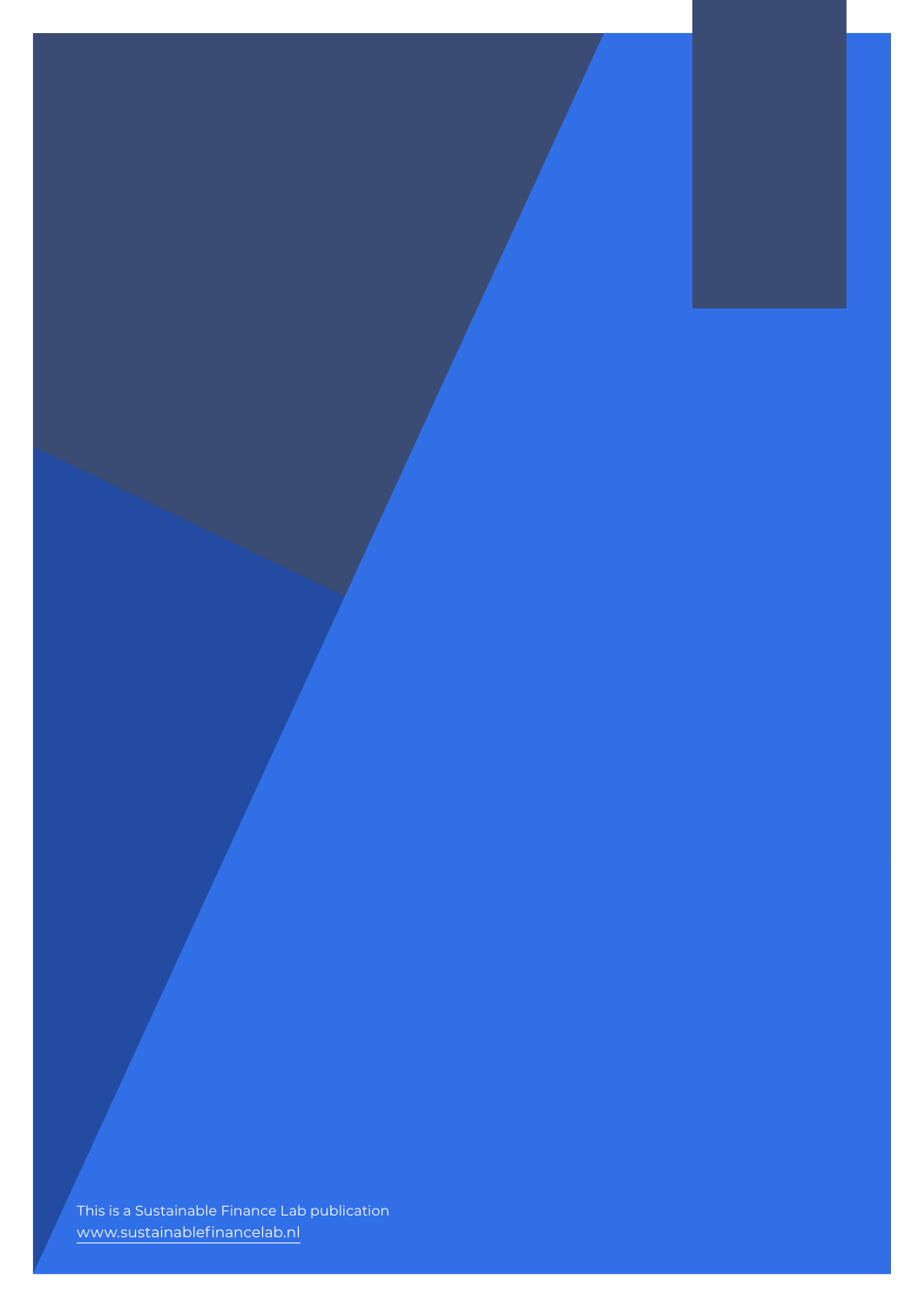This is a Sustainable Finance Lab publication
www.sustainablefinancelab.nl